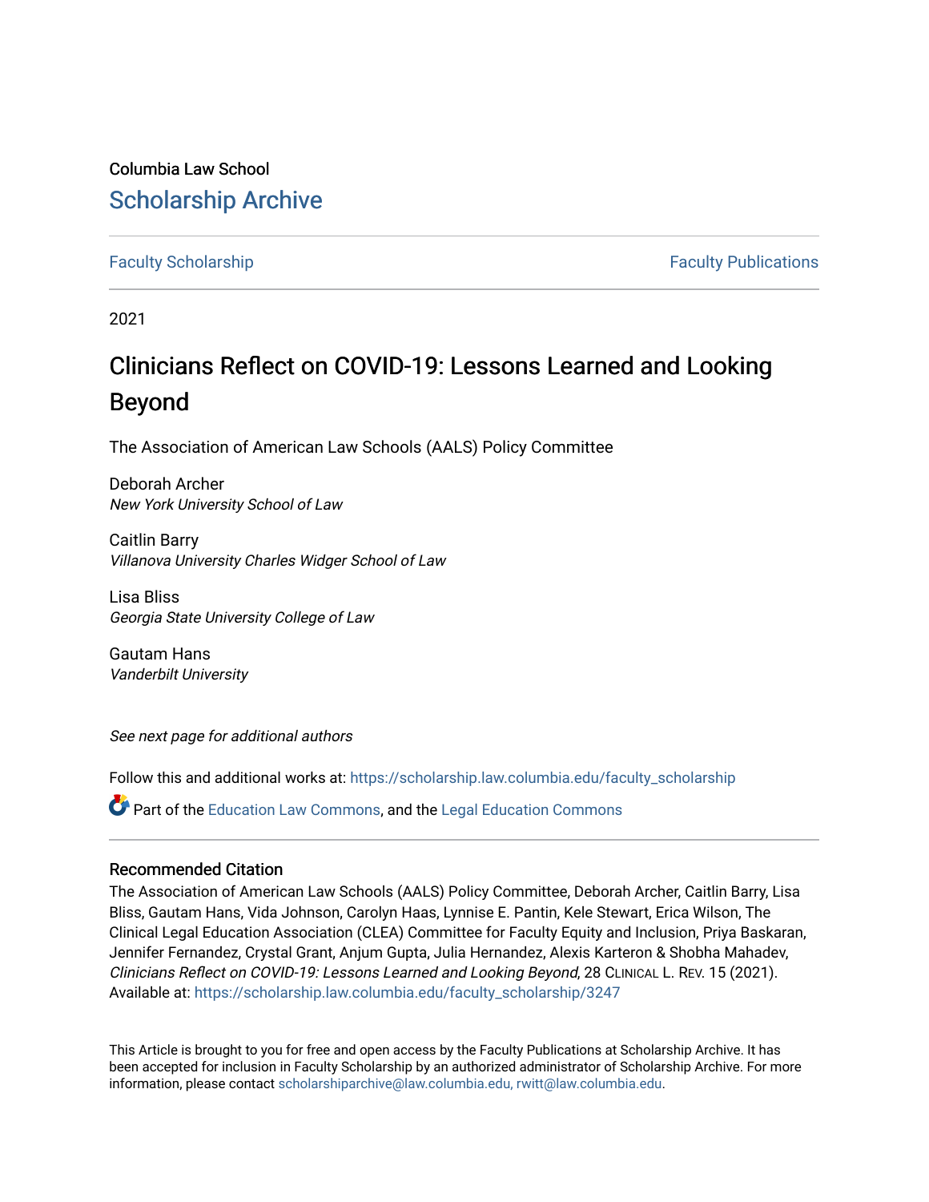Columbia Law School

# Scholarship Archive

Faculty Scholarship | Faculty Publications

2021

# Clinicians Reflect on COVID-19: Lessons Learned and Looking Beyond

The Association of American Law Schools (AALS) Policy Committee

Deborah Archer
*New York University School of Law*

Caitlin Barry
*Villanova University Charles Widger School of Law*

Lisa Bliss
*Georgia State University College of Law*

Gautam Hans
*Vanderbilt University*

*See next page for additional authors*

Follow this and additional works at: https://scholarship.law.columbia.edu/faculty_scholarship

Part of the Education Law Commons, and the Legal Education Commons

## Recommended Citation

The Association of American Law Schools (AALS) Policy Committee, Deborah Archer, Caitlin Barry, Lisa Bliss, Gautam Hans, Vida Johnson, Carolyn Haas, Lynnise E. Pantin, Kele Stewart, Erica Wilson, The Clinical Legal Education Association (CLEA) Committee for Faculty Equity and Inclusion, Priya Baskaran, Jennifer Fernandez, Crystal Grant, Anjum Gupta, Julia Hernandez, Alexis Karteron & Shobha Mahadev, *Clinicians Reflect on COVID-19: Lessons Learned and Looking Beyond*, 28 Clinical L. Rev. 15 (2021).
Available at: https://scholarship.law.columbia.edu/faculty_scholarship/3247

This Article is brought to you for free and open access by the Faculty Publications at Scholarship Archive. It has been accepted for inclusion in Faculty Scholarship by an authorized administrator of Scholarship Archive. For more information, please contact scholarshiparchive@law.columbia.edu, rwitt@law.columbia.edu.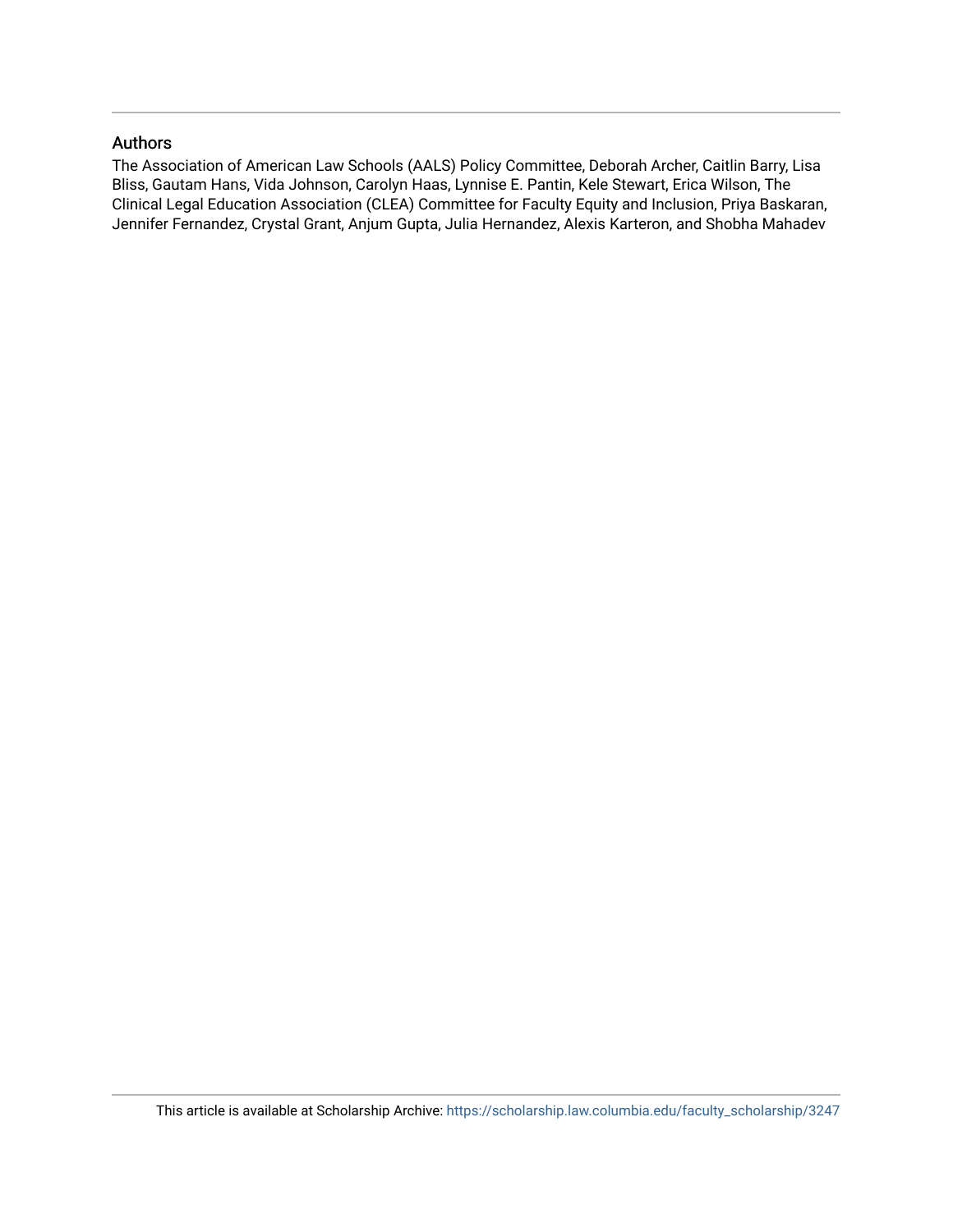## Authors

The Association of American Law Schools (AALS) Policy Committee, Deborah Archer, Caitlin Barry, Lisa Bliss, Gautam Hans, Vida Johnson, Carolyn Haas, Lynnise E. Pantin, Kele Stewart, Erica Wilson, The Clinical Legal Education Association (CLEA) Committee for Faculty Equity and Inclusion, Priya Baskaran, Jennifer Fernandez, Crystal Grant, Anjum Gupta, Julia Hernandez, Alexis Karteron, and Shobha Mahadev

This article is available at Scholarship Archive: https://scholarship.law.columbia.edu/faculty_scholarship/3247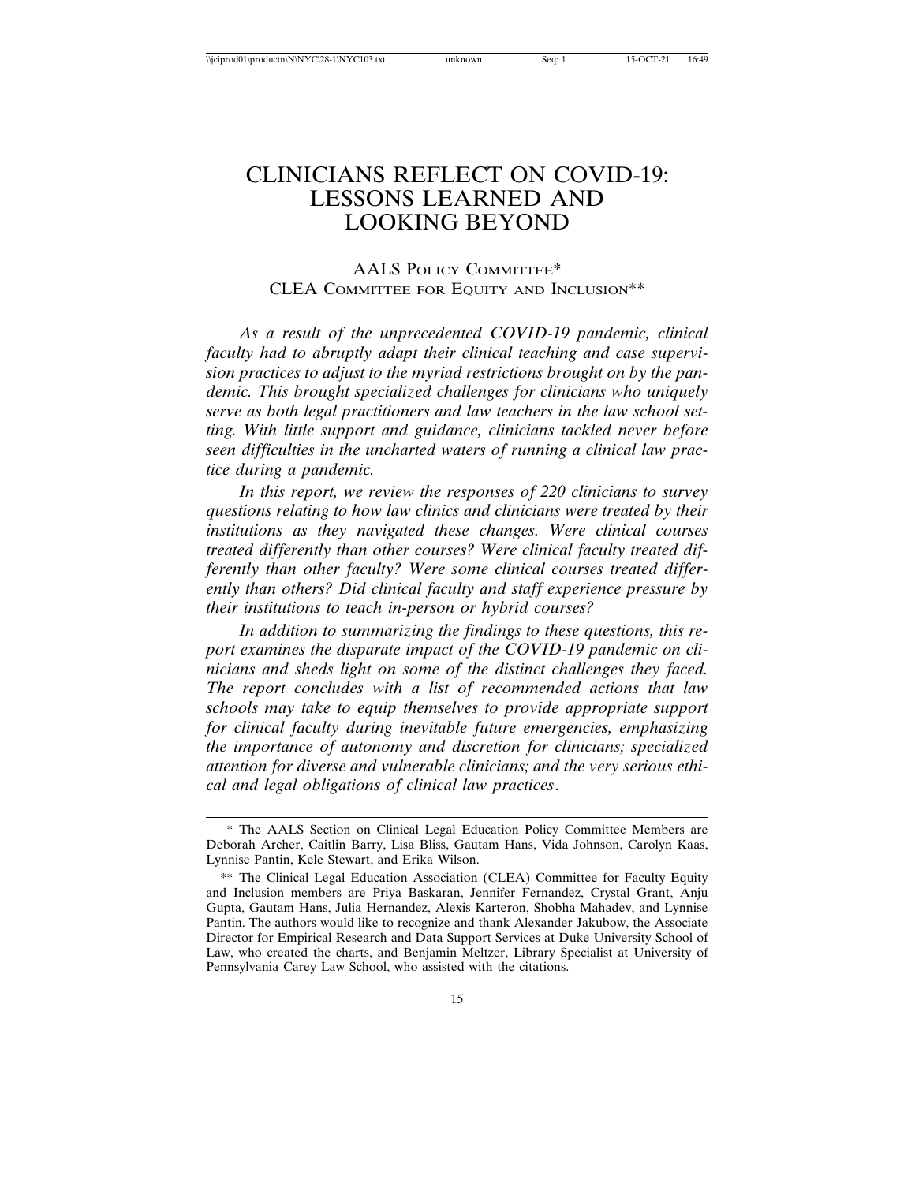# CLINICIANS REFLECT ON COVID-19: LESSONS LEARNED AND LOOKING BEYOND

AALS Policy Committee*
CLEA Committee for Equity and Inclusion**

*As a result of the unprecedented COVID-19 pandemic, clinical faculty had to abruptly adapt their clinical teaching and case supervision practices to adjust to the myriad restrictions brought on by the pandemic. This brought specialized challenges for clinicians who uniquely serve as both legal practitioners and law teachers in the law school setting. With little support and guidance, clinicians tackled never before seen difficulties in the uncharted waters of running a clinical law practice during a pandemic.*

*In this report, we review the responses of 220 clinicians to survey questions relating to how law clinics and clinicians were treated by their institutions as they navigated these changes. Were clinical courses treated differently than other courses? Were clinical faculty treated differently than other faculty? Were some clinical courses treated differently than others? Did clinical faculty and staff experience pressure by their institutions to teach in-person or hybrid courses?*

*In addition to summarizing the findings to these questions, this report examines the disparate impact of the COVID-19 pandemic on clinicians and sheds light on some of the distinct challenges they faced. The report concludes with a list of recommended actions that law schools may take to equip themselves to provide appropriate support for clinical faculty during inevitable future emergencies, emphasizing the importance of autonomy and discretion for clinicians; specialized attention for diverse and vulnerable clinicians; and the very serious ethical and legal obligations of clinical law practices.*

---

\* The AALS Section on Clinical Legal Education Policy Committee Members are Deborah Archer, Caitlin Barry, Lisa Bliss, Gautam Hans, Vida Johnson, Carolyn Kaas, Lynnise Pantin, Kele Stewart, and Erika Wilson.

\*\* The Clinical Legal Education Association (CLEA) Committee for Faculty Equity and Inclusion members are Priya Baskaran, Jennifer Fernandez, Crystal Grant, Anju Gupta, Gautam Hans, Julia Hernandez, Alexis Karteron, Shobha Mahadev, and Lynnise Pantin. The authors would like to recognize and thank Alexander Jakubow, the Associate Director for Empirical Research and Data Support Services at Duke University School of Law, who created the charts, and Benjamin Meltzer, Library Specialist at University of Pennsylvania Carey Law School, who assisted with the citations.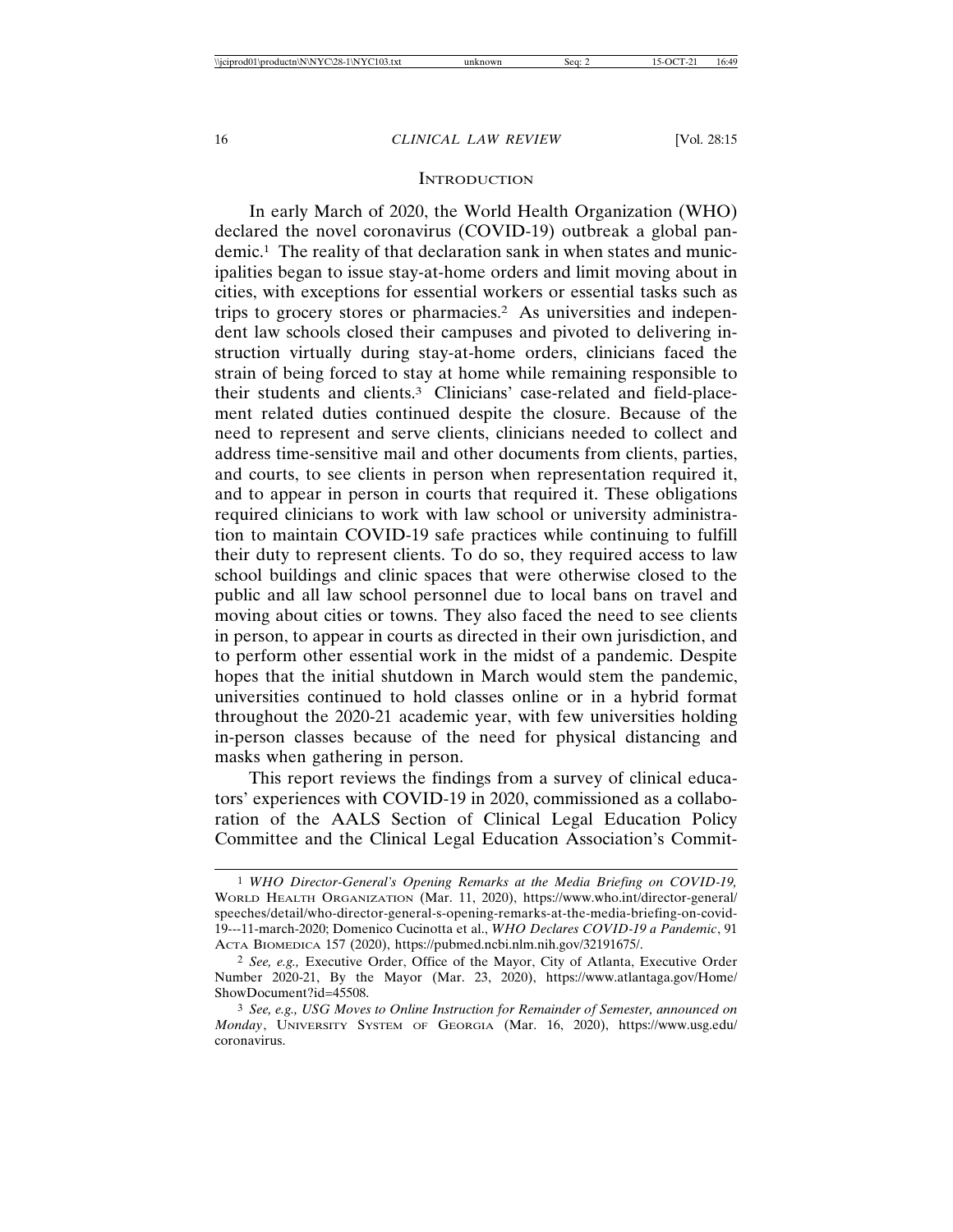## Introduction

In early March of 2020, the World Health Organization (WHO) declared the novel coronavirus (COVID-19) outbreak a global pandemic.[1] The reality of that declaration sank in when states and municipalities began to issue stay-at-home orders and limit moving about in cities, with exceptions for essential workers or essential tasks such as trips to grocery stores or pharmacies.[2] As universities and independent law schools closed their campuses and pivoted to delivering instruction virtually during stay-at-home orders, clinicians faced the strain of being forced to stay at home while remaining responsible to their students and clients.[3] Clinicians' case-related and field-placement related duties continued despite the closure. Because of the need to represent and serve clients, clinicians needed to collect and address time-sensitive mail and other documents from clients, parties, and courts, to see clients in person when representation required it, and to appear in person in courts that required it. These obligations required clinicians to work with law school or university administration to maintain COVID-19 safe practices while continuing to fulfill their duty to represent clients. To do so, they required access to law school buildings and clinic spaces that were otherwise closed to the public and all law school personnel due to local bans on travel and moving about cities or towns. They also faced the need to see clients in person, to appear in courts as directed in their own jurisdiction, and to perform other essential work in the midst of a pandemic. Despite hopes that the initial shutdown in March would stem the pandemic, universities continued to hold classes online or in a hybrid format throughout the 2020-21 academic year, with few universities holding in-person classes because of the need for physical distancing and masks when gathering in person.

This report reviews the findings from a survey of clinical educators' experiences with COVID-19 in 2020, commissioned as a collaboration of the AALS Section of Clinical Legal Education Policy Committee and the Clinical Legal Education Association's Commit-

---

[1] *WHO Director-General's Opening Remarks at the Media Briefing on COVID-19*, World Health Organization (Mar. 11, 2020), https://www.who.int/director-general/speeches/detail/who-director-general-s-opening-remarks-at-the-media-briefing-on-covid-19---11-march-2020; Domenico Cucinotta et al., *WHO Declares COVID-19 a Pandemic*, 91 Acta Biomedica 157 (2020), https://pubmed.ncbi.nlm.nih.gov/32191675/.

[2] *See, e.g.,* Executive Order, Office of the Mayor, City of Atlanta, Executive Order Number 2020-21, By the Mayor (Mar. 23, 2020), https://www.atlantaga.gov/Home/ShowDocument?id=45508.

[3] *See, e.g., USG Moves to Online Instruction for Remainder of Semester, announced on Monday*, University System of Georgia (Mar. 16, 2020), https://www.usg.edu/coronavirus.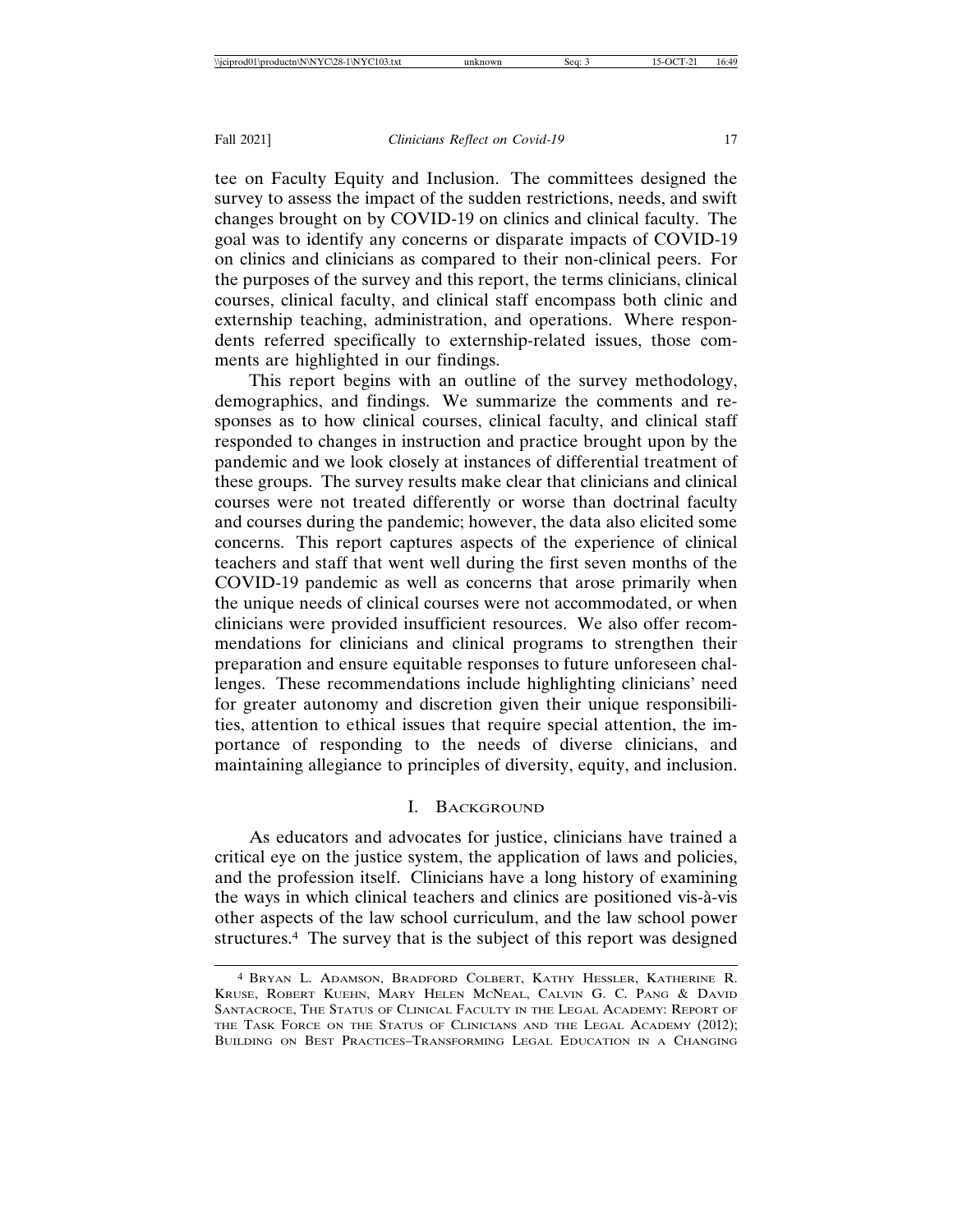tee on Faculty Equity and Inclusion. The committees designed the survey to assess the impact of the sudden restrictions, needs, and swift changes brought on by COVID-19 on clinics and clinical faculty. The goal was to identify any concerns or disparate impacts of COVID-19 on clinics and clinicians as compared to their non-clinical peers. For the purposes of the survey and this report, the terms clinicians, clinical courses, clinical faculty, and clinical staff encompass both clinic and externship teaching, administration, and operations. Where respondents referred specifically to externship-related issues, those comments are highlighted in our findings.

This report begins with an outline of the survey methodology, demographics, and findings. We summarize the comments and responses as to how clinical courses, clinical faculty, and clinical staff responded to changes in instruction and practice brought upon by the pandemic and we look closely at instances of differential treatment of these groups. The survey results make clear that clinicians and clinical courses were not treated differently or worse than doctrinal faculty and courses during the pandemic; however, the data also elicited some concerns. This report captures aspects of the experience of clinical teachers and staff that went well during the first seven months of the COVID-19 pandemic as well as concerns that arose primarily when the unique needs of clinical courses were not accommodated, or when clinicians were provided insufficient resources. We also offer recommendations for clinicians and clinical programs to strengthen their preparation and ensure equitable responses to future unforeseen challenges. These recommendations include highlighting clinicians' need for greater autonomy and discretion given their unique responsibilities, attention to ethical issues that require special attention, the importance of responding to the needs of diverse clinicians, and maintaining allegiance to principles of diversity, equity, and inclusion.

## I. Background

As educators and advocates for justice, clinicians have trained a critical eye on the justice system, the application of laws and policies, and the profession itself. Clinicians have a long history of examining the ways in which clinical teachers and clinics are positioned vis-à-vis other aspects of the law school curriculum, and the law school power structures.[4] The survey that is the subject of this report was designed

---

[4] Bryan L. Adamson, Bradford Colbert, Kathy Hessler, Katherine R. Kruse, Robert Kuehn, Mary Helen McNeal, Calvin G. C. Pang & David Santacroce, The Status of Clinical Faculty in the Legal Academy: Report of the Task Force on the Status of Clinicians and the Legal Academy (2012); Building on Best Practices–Transforming Legal Education in a Changing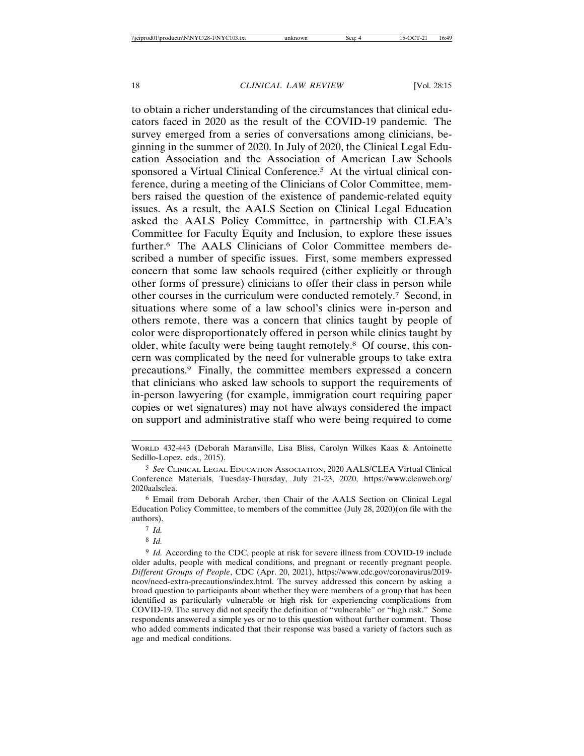to obtain a richer understanding of the circumstances that clinical educators faced in 2020 as the result of the COVID-19 pandemic. The survey emerged from a series of conversations among clinicians, beginning in the summer of 2020. In July of 2020, the Clinical Legal Education Association and the Association of American Law Schools sponsored a Virtual Clinical Conference.[5] At the virtual clinical conference, during a meeting of the Clinicians of Color Committee, members raised the question of the existence of pandemic-related equity issues. As a result, the AALS Section on Clinical Legal Education asked the AALS Policy Committee, in partnership with CLEA's Committee for Faculty Equity and Inclusion, to explore these issues further.[6] The AALS Clinicians of Color Committee members described a number of specific issues. First, some members expressed concern that some law schools required (either explicitly or through other forms of pressure) clinicians to offer their class in person while other courses in the curriculum were conducted remotely.[7] Second, in situations where some of a law school's clinics were in-person and others remote, there was a concern that clinics taught by people of color were disproportionately offered in person while clinics taught by older, white faculty were being taught remotely.[8] Of course, this concern was complicated by the need for vulnerable groups to take extra precautions.[9] Finally, the committee members expressed a concern that clinicians who asked law schools to support the requirements of in-person lawyering (for example, immigration court requiring paper copies or wet signatures) may not have always considered the impact on support and administrative staff who were being required to come

---

WORLD 432-443 (Deborah Maranville, Lisa Bliss, Carolyn Wilkes Kaas & Antoinette Sedillo-Lopez. eds., 2015).

[5] *See* CLINICAL LEGAL EDUCATION ASSOCIATION, 2020 AALS/CLEA Virtual Clinical Conference Materials, Tuesday-Thursday, July 21-23, 2020, https://www.cleaweb.org/2020aalsclea.

[6] Email from Deborah Archer, then Chair of the AALS Section on Clinical Legal Education Policy Committee, to members of the committee (July 28, 2020)(on file with the authors).

[7] *Id.*

[8] *Id.*

[9] *Id.* According to the CDC, people at risk for severe illness from COVID-19 include older adults, people with medical conditions, and pregnant or recently pregnant people. *Different Groups of People*, CDC (Apr. 20, 2021), https://www.cdc.gov/coronavirus/2019-ncov/need-extra-precautions/index.html. The survey addressed this concern by asking a broad question to participants about whether they were members of a group that has been identified as particularly vulnerable or high risk for experiencing complications from COVID-19. The survey did not specify the definition of "vulnerable" or "high risk." Some respondents answered a simple yes or no to this question without further comment. Those who added comments indicated that their response was based a variety of factors such as age and medical conditions.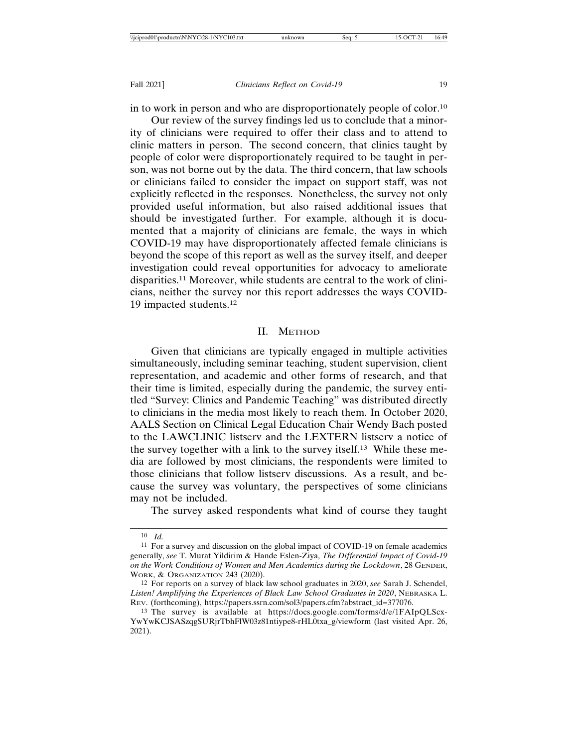in to work in person and who are disproportionately people of color.[10]

Our review of the survey findings led us to conclude that a minority of clinicians were required to offer their class and to attend to clinic matters in person. The second concern, that clinics taught by people of color were disproportionately required to be taught in person, was not borne out by the data. The third concern, that law schools or clinicians failed to consider the impact on support staff, was not explicitly reflected in the responses. Nonetheless, the survey not only provided useful information, but also raised additional issues that should be investigated further. For example, although it is documented that a majority of clinicians are female, the ways in which COVID-19 may have disproportionately affected female clinicians is beyond the scope of this report as well as the survey itself, and deeper investigation could reveal opportunities for advocacy to ameliorate disparities.[11] Moreover, while students are central to the work of clinicians, neither the survey nor this report addresses the ways COVID-19 impacted students.[12]

## II. Method

Given that clinicians are typically engaged in multiple activities simultaneously, including seminar teaching, student supervision, client representation, and academic and other forms of research, and that their time is limited, especially during the pandemic, the survey entitled "Survey: Clinics and Pandemic Teaching" was distributed directly to clinicians in the media most likely to reach them. In October 2020, AALS Section on Clinical Legal Education Chair Wendy Bach posted to the LAWCLINIC listserv and the LEXTERN listserv a notice of the survey together with a link to the survey itself.[13] While these media are followed by most clinicians, the respondents were limited to those clinicians that follow listserv discussions. As a result, and because the survey was voluntary, the perspectives of some clinicians may not be included.

The survey asked respondents what kind of course they taught

---

[10] *Id.*

[11] For a survey and discussion on the global impact of COVID-19 on female academics generally, *see* T. Murat Yildirim & Hande Eslen-Ziya, *The Differential Impact of Covid-19 on the Work Conditions of Women and Men Academics during the Lockdown*, 28 Gender, Work, & Organization 243 (2020).

[12] For reports on a survey of black law school graduates in 2020, *see* Sarah J. Schendel, *Listen! Amplifying the Experiences of Black Law School Graduates in 2020*, Nebraska L. Rev. (forthcoming), https://papers.ssrn.com/sol3/papers.cfm?abstract_id=377076.

[13] The survey is available at https://docs.google.com/forms/d/e/1FAIpQLScx-YwYwKCJSASzqgSURjrTbhFlW03z81ntiype8-rHL0txa_g/viewform (last visited Apr. 26, 2021).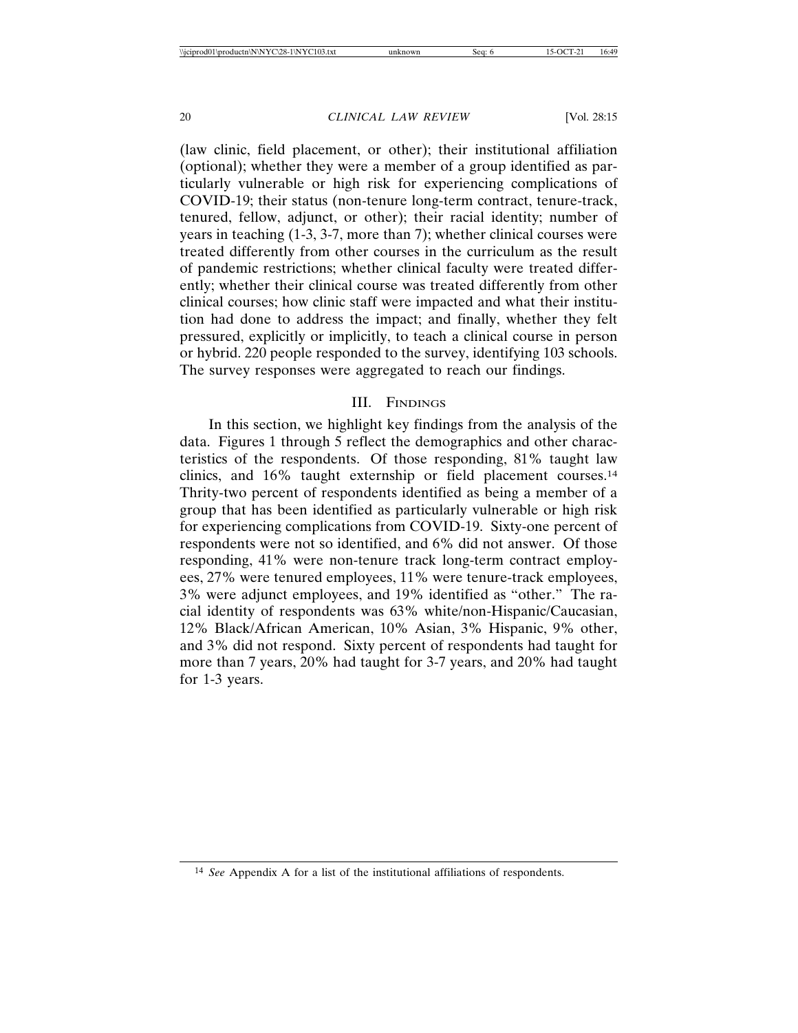(law clinic, field placement, or other); their institutional affiliation (optional); whether they were a member of a group identified as particularly vulnerable or high risk for experiencing complications of COVID-19; their status (non-tenure long-term contract, tenure-track, tenured, fellow, adjunct, or other); their racial identity; number of years in teaching (1-3, 3-7, more than 7); whether clinical courses were treated differently from other courses in the curriculum as the result of pandemic restrictions; whether clinical faculty were treated differently; whether their clinical course was treated differently from other clinical courses; how clinic staff were impacted and what their institution had done to address the impact; and finally, whether they felt pressured, explicitly or implicitly, to teach a clinical course in person or hybrid. 220 people responded to the survey, identifying 103 schools. The survey responses were aggregated to reach our findings.

## III. Findings

In this section, we highlight key findings from the analysis of the data. Figures 1 through 5 reflect the demographics and other characteristics of the respondents. Of those responding, 81% taught law clinics, and 16% taught externship or field placement courses.[14] Thrity-two percent of respondents identified as being a member of a group that has been identified as particularly vulnerable or high risk for experiencing complications from COVID-19. Sixty-one percent of respondents were not so identified, and 6% did not answer. Of those responding, 41% were non-tenure track long-term contract employees, 27% were tenured employees, 11% were tenure-track employees, 3% were adjunct employees, and 19% identified as "other." The racial identity of respondents was 63% white/non-Hispanic/Caucasian, 12% Black/African American, 10% Asian, 3% Hispanic, 9% other, and 3% did not respond. Sixty percent of respondents had taught for more than 7 years, 20% had taught for 3-7 years, and 20% had taught for 1-3 years.

---

[14] *See* Appendix A for a list of the institutional affiliations of respondents.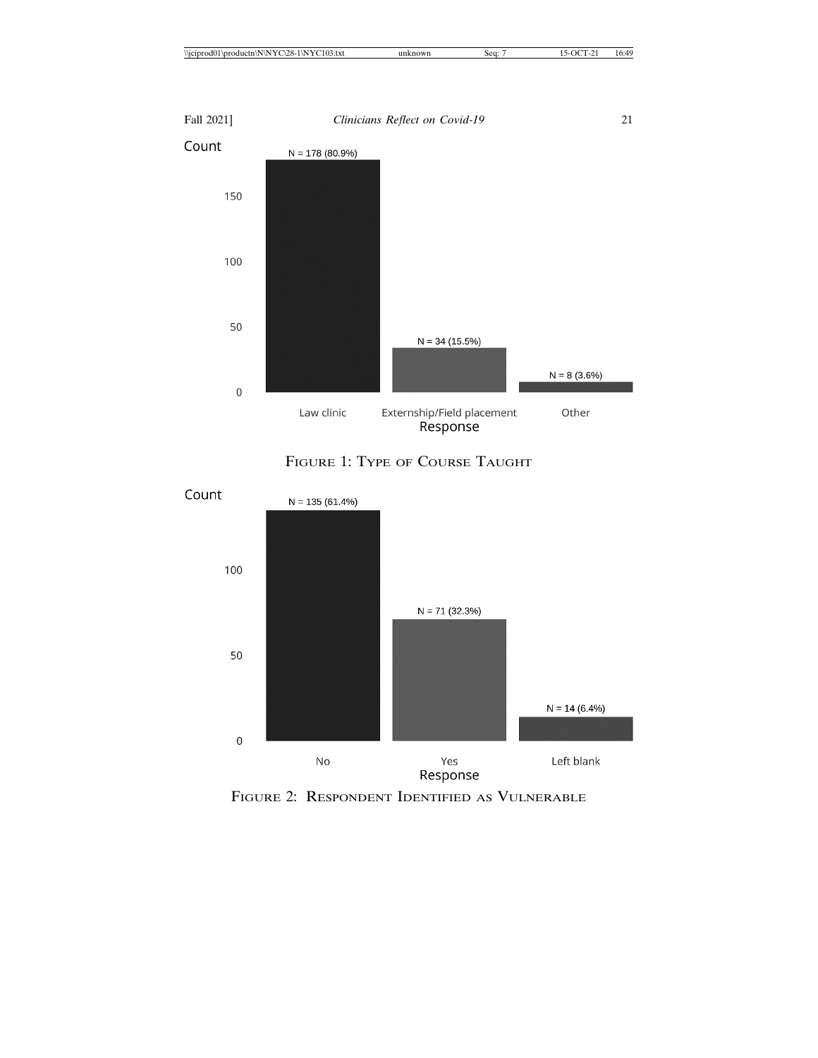| Response | Count |
|---|---|
| Law clinic | N = 178 (80.9%) |
| Externship/Field placement | N = 34 (15.5%) |
| Other | N = 8 (3.6%) |

FIGURE 1: TYPE OF COURSE TAUGHT

| Response | Count |
|---|---|
| No | N = 135 (61.4%) |
| Yes | N = 71 (32.3%) |
| Left blank | N = 14 (6.4%) |

FIGURE 2: RESPONDENT IDENTIFIED AS VULNERABLE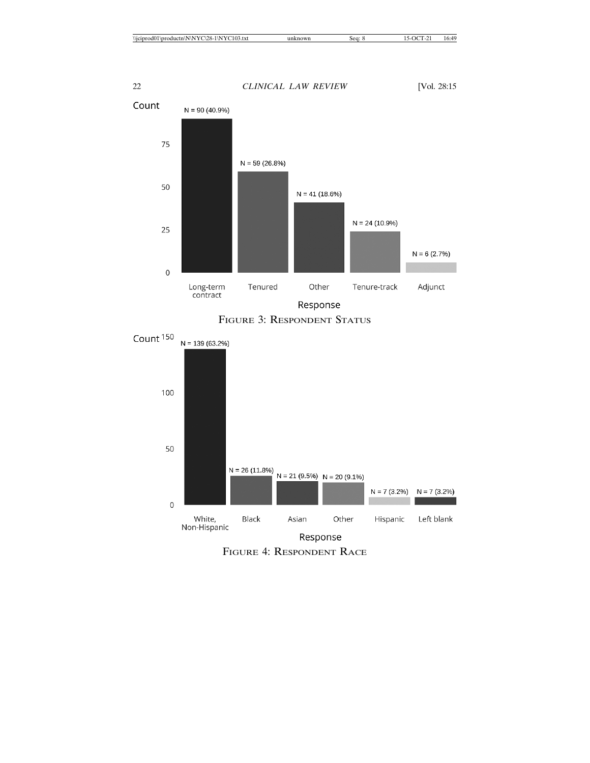Count

N = 90 (40.9%) | N = 59 (26.8%) | N = 41 (18.6%) | N = 24 (10.9%) | N = 6 (2.7%)

Long-term contract | Tenured | Other | Tenure-track | Adjunct

Response

FIGURE 3: RESPONDENT STATUS

Count

N = 139 (63.2%) | N = 26 (11.8%) | N = 21 (9.5%) | N = 20 (9.1%) | N = 7 (3.2%) | N = 7 (3.2%)

White, Non-Hispanic | Black | Asian | Other | Hispanic | Left blank

Response

FIGURE 4: RESPONDENT RACE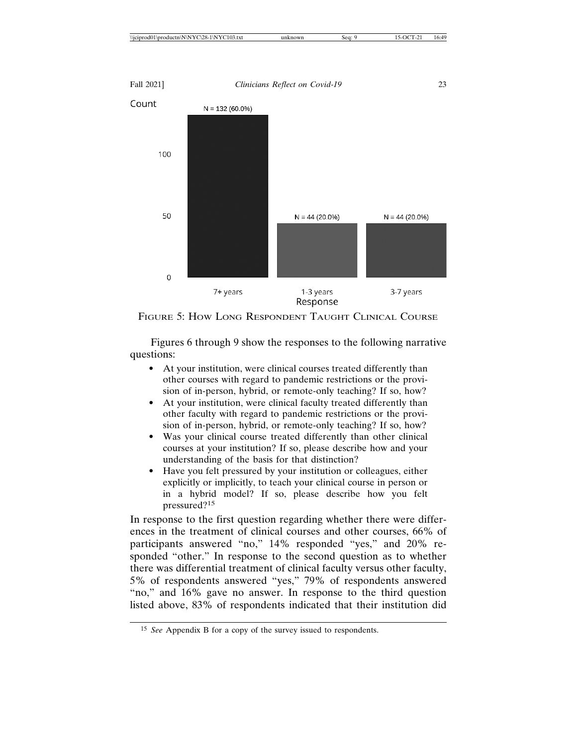Count

| Response | Count |
|---|---|
| 7+ years | N = 132 (60.0%) |
| 1-3 years | N = 44 (20.0%) |
| 3-7 years | N = 44 (20.0%) |

FIGURE 5: HOW LONG RESPONDENT TAUGHT CLINICAL COURSE

Figures 6 through 9 show the responses to the following narrative questions:

- At your institution, were clinical courses treated differently than other courses with regard to pandemic restrictions or the provision of in-person, hybrid, or remote-only teaching? If so, how?
- At your institution, were clinical faculty treated differently than other faculty with regard to pandemic restrictions or the provision of in-person, hybrid, or remote-only teaching? If so, how?
- Was your clinical course treated differently than other clinical courses at your institution? If so, please describe how and your understanding of the basis for that distinction?
- Have you felt pressured by your institution or colleagues, either explicitly or implicitly, to teach your clinical course in person or in a hybrid model? If so, please describe how you felt pressured?[15]

In response to the first question regarding whether there were differences in the treatment of clinical courses and other courses, 66% of participants answered "no," 14% responded "yes," and 20% responded "other." In response to the second question as to whether there was differential treatment of clinical faculty versus other faculty, 5% of respondents answered "yes," 79% of respondents answered "no," and 16% gave no answer. In response to the third question listed above, 83% of respondents indicated that their institution did

---

[15] *See* Appendix B for a copy of the survey issued to respondents.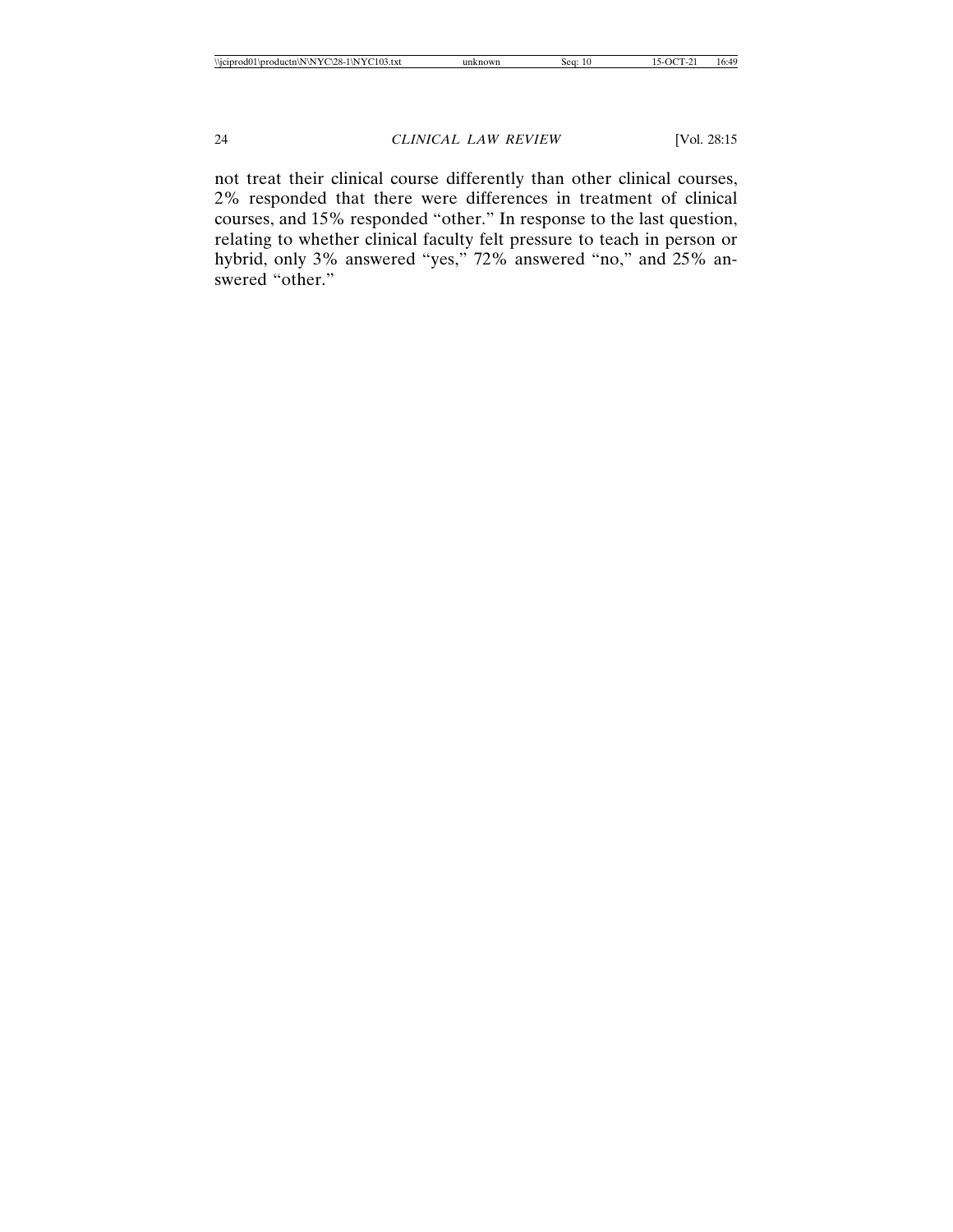not treat their clinical course differently than other clinical courses, 2% responded that there were differences in treatment of clinical courses, and 15% responded “other.” In response to the last question, relating to whether clinical faculty felt pressure to teach in person or hybrid, only 3% answered “yes,” 72% answered “no,” and 25% answered “other.”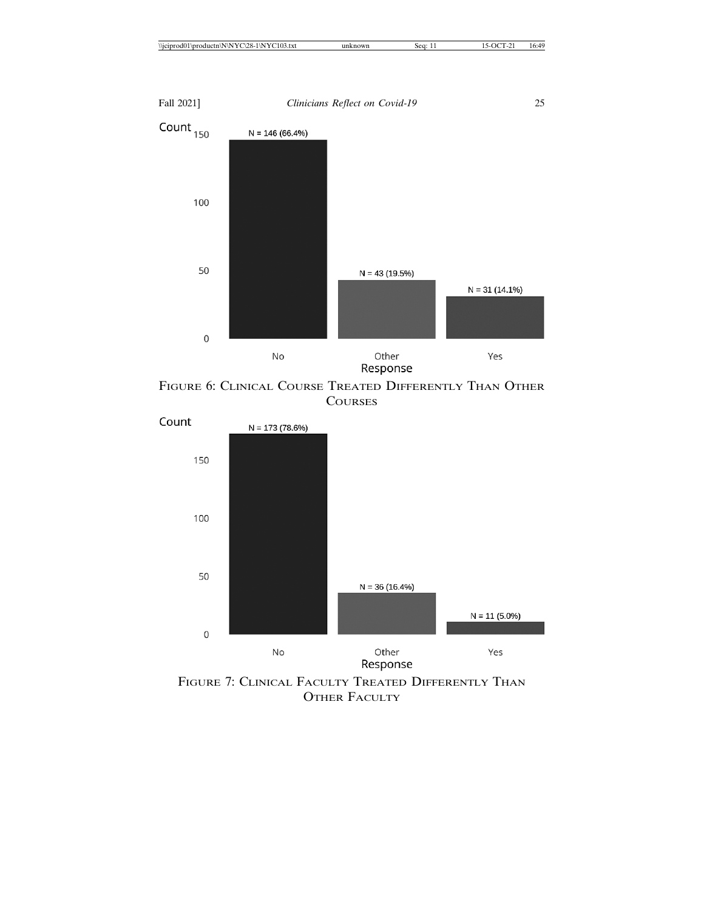| Response | Count |
|---|---|
| No | N = 146 (66.4%) |
| Other | N = 43 (19.5%) |
| Yes | N = 31 (14.1%) |

FIGURE 6: CLINICAL COURSE TREATED DIFFERENTLY THAN OTHER COURSES

| Response | Count |
|---|---|
| No | N = 173 (78.6%) |
| Other | N = 36 (16.4%) |
| Yes | N = 11 (5.0%) |

FIGURE 7: CLINICAL FACULTY TREATED DIFFERENTLY THAN OTHER FACULTY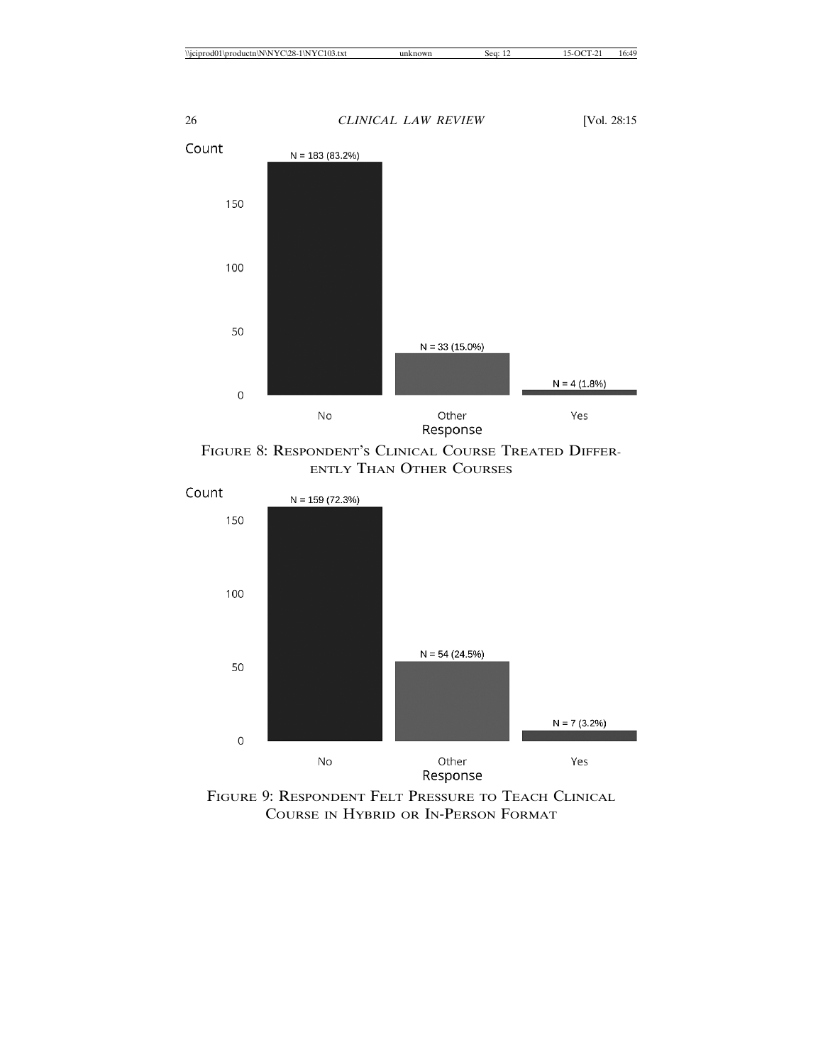| Response | Count |
| --- | --- |
| No | N = 183 (83.2%) |
| Other | N = 33 (15.0%) |
| Yes | N = 4 (1.8%) |

FIGURE 8: RESPONDENT'S CLINICAL COURSE TREATED DIFFERENTLY THAN OTHER COURSES

| Response | Count |
| --- | --- |
| No | N = 159 (72.3%) |
| Other | N = 54 (24.5%) |
| Yes | N = 7 (3.2%) |

FIGURE 9: RESPONDENT FELT PRESSURE TO TEACH CLINICAL COURSE IN HYBRID OR IN-PERSON FORMAT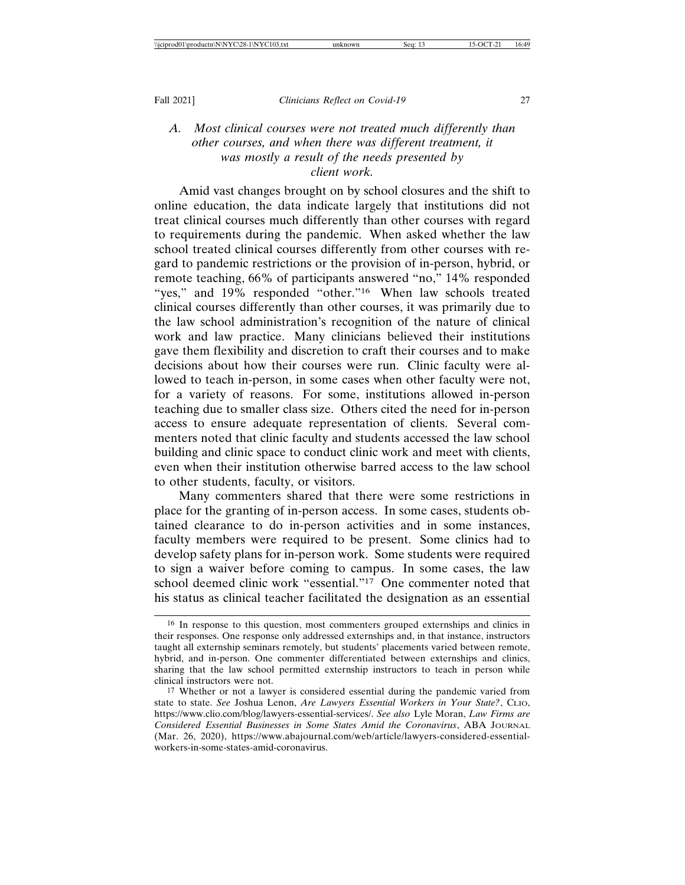### *A. Most clinical courses were not treated much differently than other courses, and when there was different treatment, it was mostly a result of the needs presented by client work.*

Amid vast changes brought on by school closures and the shift to online education, the data indicate largely that institutions did not treat clinical courses much differently than other courses with regard to requirements during the pandemic. When asked whether the law school treated clinical courses differently from other courses with regard to pandemic restrictions or the provision of in-person, hybrid, or remote teaching, 66% of participants answered "no," 14% responded "yes," and 19% responded "other."[16] When law schools treated clinical courses differently than other courses, it was primarily due to the law school administration's recognition of the nature of clinical work and law practice. Many clinicians believed their institutions gave them flexibility and discretion to craft their courses and to make decisions about how their courses were run. Clinic faculty were allowed to teach in-person, in some cases when other faculty were not, for a variety of reasons. For some, institutions allowed in-person teaching due to smaller class size. Others cited the need for in-person access to ensure adequate representation of clients. Several commenters noted that clinic faculty and students accessed the law school building and clinic space to conduct clinic work and meet with clients, even when their institution otherwise barred access to the law school to other students, faculty, or visitors.

Many commenters shared that there were some restrictions in place for the granting of in-person access. In some cases, students obtained clearance to do in-person activities and in some instances, faculty members were required to be present. Some clinics had to develop safety plans for in-person work. Some students were required to sign a waiver before coming to campus. In some cases, the law school deemed clinic work "essential."[17] One commenter noted that his status as clinical teacher facilitated the designation as an essential

---

[16] In response to this question, most commenters grouped externships and clinics in their responses. One response only addressed externships and, in that instance, instructors taught all externship seminars remotely, but students' placements varied between remote, hybrid, and in-person. One commenter differentiated between externships and clinics, sharing that the law school permitted externship instructors to teach in person while clinical instructors were not.

[17] Whether or not a lawyer is considered essential during the pandemic varied from state to state. *See* Joshua Lenon, *Are Lawyers Essential Workers in Your State?*, CLIO, https://www.clio.com/blog/lawyers-essential-services/. *See also* Lyle Moran, *Law Firms are Considered Essential Businesses in Some States Amid the Coronavirus*, ABA JOURNAL (Mar. 26, 2020), https://www.abajournal.com/web/article/lawyers-considered-essential-workers-in-some-states-amid-coronavirus.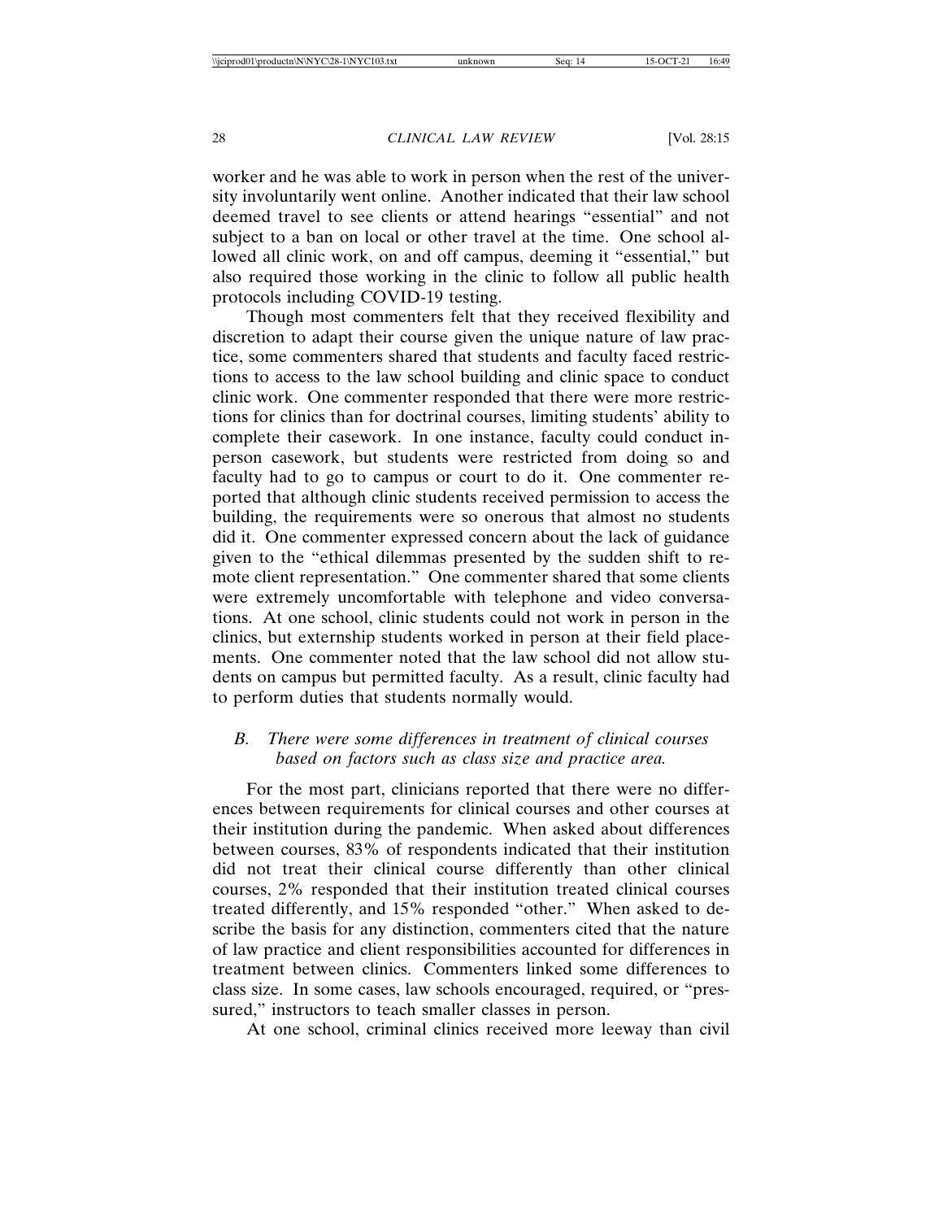worker and he was able to work in person when the rest of the university involuntarily went online. Another indicated that their law school deemed travel to see clients or attend hearings "essential" and not subject to a ban on local or other travel at the time. One school allowed all clinic work, on and off campus, deeming it "essential," but also required those working in the clinic to follow all public health protocols including COVID-19 testing.

Though most commenters felt that they received flexibility and discretion to adapt their course given the unique nature of law practice, some commenters shared that students and faculty faced restrictions to access to the law school building and clinic space to conduct clinic work. One commenter responded that there were more restrictions for clinics than for doctrinal courses, limiting students' ability to complete their casework. In one instance, faculty could conduct in-person casework, but students were restricted from doing so and faculty had to go to campus or court to do it. One commenter reported that although clinic students received permission to access the building, the requirements were so onerous that almost no students did it. One commenter expressed concern about the lack of guidance given to the "ethical dilemmas presented by the sudden shift to remote client representation." One commenter shared that some clients were extremely uncomfortable with telephone and video conversations. At one school, clinic students could not work in person in the clinics, but externship students worked in person at their field placements. One commenter noted that the law school did not allow students on campus but permitted faculty. As a result, clinic faculty had to perform duties that students normally would.

### *B. There were some differences in treatment of clinical courses based on factors such as class size and practice area.*

For the most part, clinicians reported that there were no differences between requirements for clinical courses and other courses at their institution during the pandemic. When asked about differences between courses, 83% of respondents indicated that their institution did not treat their clinical course differently than other clinical courses, 2% responded that their institution treated clinical courses treated differently, and 15% responded "other." When asked to describe the basis for any distinction, commenters cited that the nature of law practice and client responsibilities accounted for differences in treatment between clinics. Commenters linked some differences to class size. In some cases, law schools encouraged, required, or "pressured," instructors to teach smaller classes in person.

At one school, criminal clinics received more leeway than civil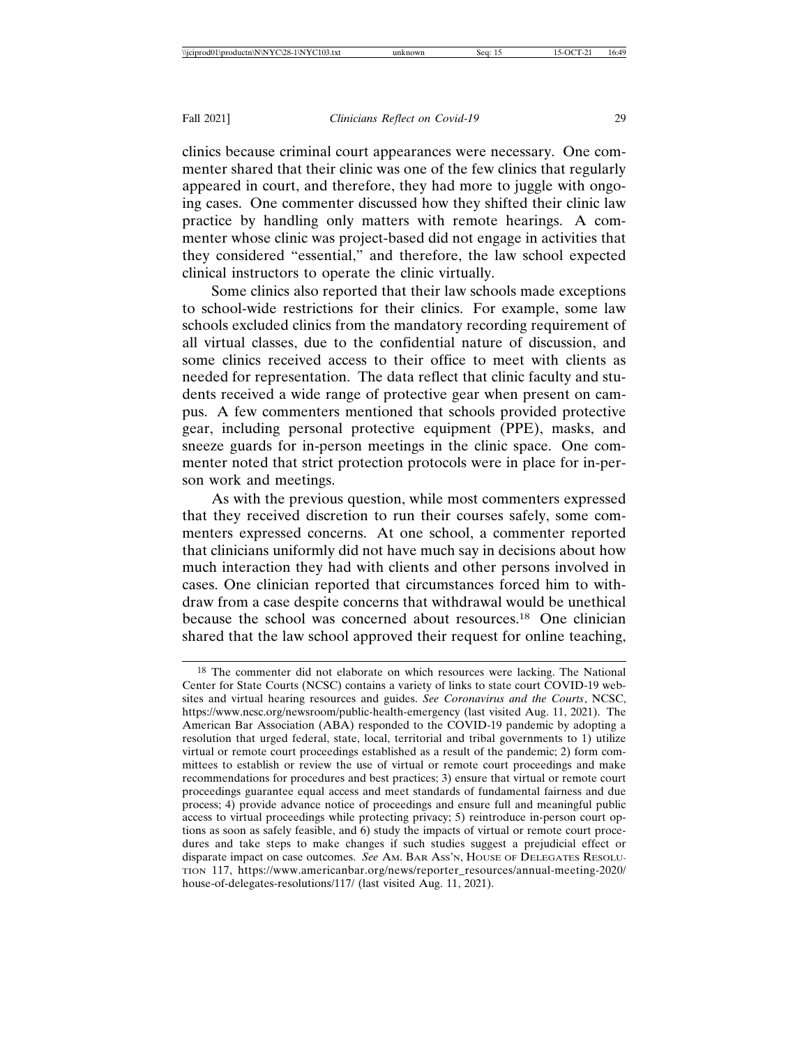clinics because criminal court appearances were necessary. One commenter shared that their clinic was one of the few clinics that regularly appeared in court, and therefore, they had more to juggle with ongoing cases. One commenter discussed how they shifted their clinic law practice by handling only matters with remote hearings. A commenter whose clinic was project-based did not engage in activities that they considered "essential," and therefore, the law school expected clinical instructors to operate the clinic virtually.

Some clinics also reported that their law schools made exceptions to school-wide restrictions for their clinics. For example, some law schools excluded clinics from the mandatory recording requirement of all virtual classes, due to the confidential nature of discussion, and some clinics received access to their office to meet with clients as needed for representation. The data reflect that clinic faculty and students received a wide range of protective gear when present on campus. A few commenters mentioned that schools provided protective gear, including personal protective equipment (PPE), masks, and sneeze guards for in-person meetings in the clinic space. One commenter noted that strict protection protocols were in place for in-person work and meetings.

As with the previous question, while most commenters expressed that they received discretion to run their courses safely, some commenters expressed concerns. At one school, a commenter reported that clinicians uniformly did not have much say in decisions about how much interaction they had with clients and other persons involved in cases. One clinician reported that circumstances forced him to withdraw from a case despite concerns that withdrawal would be unethical because the school was concerned about resources.[18] One clinician shared that the law school approved their request for online teaching,

---

[18] The commenter did not elaborate on which resources were lacking. The National Center for State Courts (NCSC) contains a variety of links to state court COVID-19 websites and virtual hearing resources and guides. *See Coronavirus and the Courts*, NCSC, https://www.ncsc.org/newsroom/public-health-emergency (last visited Aug. 11, 2021). The American Bar Association (ABA) responded to the COVID-19 pandemic by adopting a resolution that urged federal, state, local, territorial and tribal governments to 1) utilize virtual or remote court proceedings established as a result of the pandemic; 2) form committees to establish or review the use of virtual or remote court proceedings and make recommendations for procedures and best practices; 3) ensure that virtual or remote court proceedings guarantee equal access and meet standards of fundamental fairness and due process; 4) provide advance notice of proceedings and ensure full and meaningful public access to virtual proceedings while protecting privacy; 5) reintroduce in-person court options as soon as safely feasible, and 6) study the impacts of virtual or remote court procedures and take steps to make changes if such studies suggest a prejudicial effect or disparate impact on case outcomes. *See* AM. BAR ASS'N, HOUSE OF DELEGATES RESOLUTION 117, https://www.americanbar.org/news/reporter_resources/annual-meeting-2020/house-of-delegates-resolutions/117/ (last visited Aug. 11, 2021).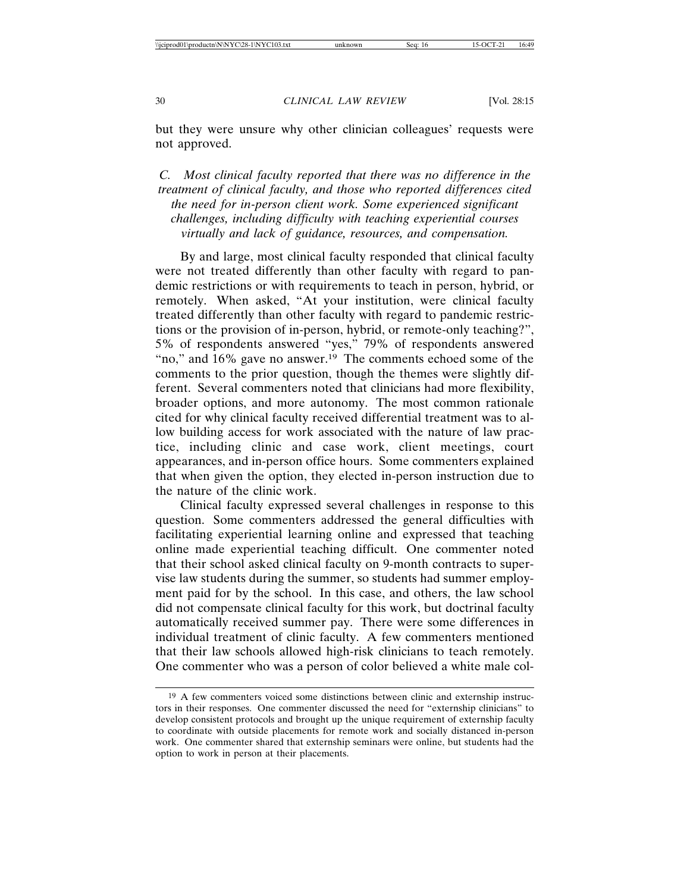but they were unsure why other clinician colleagues' requests were not approved.

### *C. Most clinical faculty reported that there was no difference in the treatment of clinical faculty, and those who reported differences cited the need for in-person client work. Some experienced significant challenges, including difficulty with teaching experiential courses virtually and lack of guidance, resources, and compensation.*

By and large, most clinical faculty responded that clinical faculty were not treated differently than other faculty with regard to pandemic restrictions or with requirements to teach in person, hybrid, or remotely. When asked, "At your institution, were clinical faculty treated differently than other faculty with regard to pandemic restrictions or the provision of in-person, hybrid, or remote-only teaching?", 5% of respondents answered "yes," 79% of respondents answered "no," and 16% gave no answer.[19] The comments echoed some of the comments to the prior question, though the themes were slightly different. Several commenters noted that clinicians had more flexibility, broader options, and more autonomy. The most common rationale cited for why clinical faculty received differential treatment was to allow building access for work associated with the nature of law practice, including clinic and case work, client meetings, court appearances, and in-person office hours. Some commenters explained that when given the option, they elected in-person instruction due to the nature of the clinic work.

Clinical faculty expressed several challenges in response to this question. Some commenters addressed the general difficulties with facilitating experiential learning online and expressed that teaching online made experiential teaching difficult. One commenter noted that their school asked clinical faculty on 9-month contracts to supervise law students during the summer, so students had summer employment paid for by the school. In this case, and others, the law school did not compensate clinical faculty for this work, but doctrinal faculty automatically received summer pay. There were some differences in individual treatment of clinic faculty. A few commenters mentioned that their law schools allowed high-risk clinicians to teach remotely. One commenter who was a person of color believed a white male col-

---

[19] A few commenters voiced some distinctions between clinic and externship instructors in their responses. One commenter discussed the need for "externship clinicians" to develop consistent protocols and brought up the unique requirement of externship faculty to coordinate with outside placements for remote work and socially distanced in-person work. One commenter shared that externship seminars were online, but students had the option to work in person at their placements.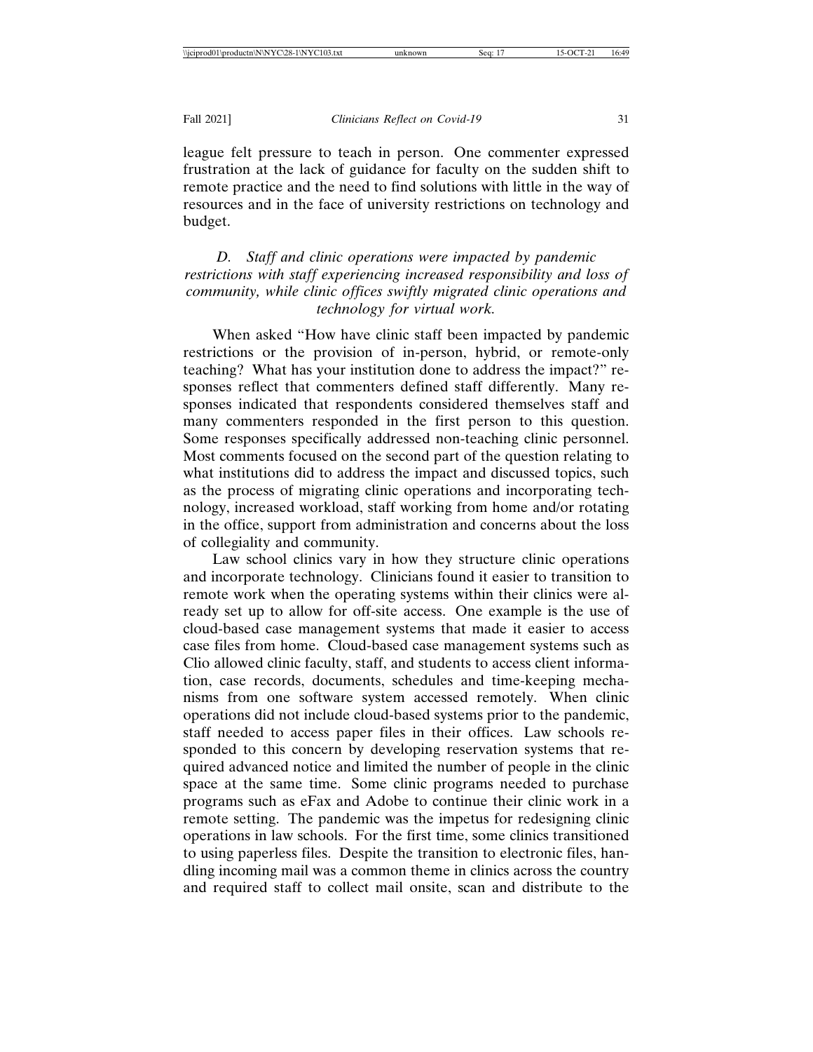league felt pressure to teach in person. One commenter expressed frustration at the lack of guidance for faculty on the sudden shift to remote practice and the need to find solutions with little in the way of resources and in the face of university restrictions on technology and budget.

### *D. Staff and clinic operations were impacted by pandemic restrictions with staff experiencing increased responsibility and loss of community, while clinic offices swiftly migrated clinic operations and technology for virtual work.*

When asked "How have clinic staff been impacted by pandemic restrictions or the provision of in-person, hybrid, or remote-only teaching? What has your institution done to address the impact?" responses reflect that commenters defined staff differently. Many responses indicated that respondents considered themselves staff and many commenters responded in the first person to this question. Some responses specifically addressed non-teaching clinic personnel. Most comments focused on the second part of the question relating to what institutions did to address the impact and discussed topics, such as the process of migrating clinic operations and incorporating technology, increased workload, staff working from home and/or rotating in the office, support from administration and concerns about the loss of collegiality and community.

Law school clinics vary in how they structure clinic operations and incorporate technology. Clinicians found it easier to transition to remote work when the operating systems within their clinics were already set up to allow for off-site access. One example is the use of cloud-based case management systems that made it easier to access case files from home. Cloud-based case management systems such as Clio allowed clinic faculty, staff, and students to access client information, case records, documents, schedules and time-keeping mechanisms from one software system accessed remotely. When clinic operations did not include cloud-based systems prior to the pandemic, staff needed to access paper files in their offices. Law schools responded to this concern by developing reservation systems that required advanced notice and limited the number of people in the clinic space at the same time. Some clinic programs needed to purchase programs such as eFax and Adobe to continue their clinic work in a remote setting. The pandemic was the impetus for redesigning clinic operations in law schools. For the first time, some clinics transitioned to using paperless files. Despite the transition to electronic files, handling incoming mail was a common theme in clinics across the country and required staff to collect mail onsite, scan and distribute to the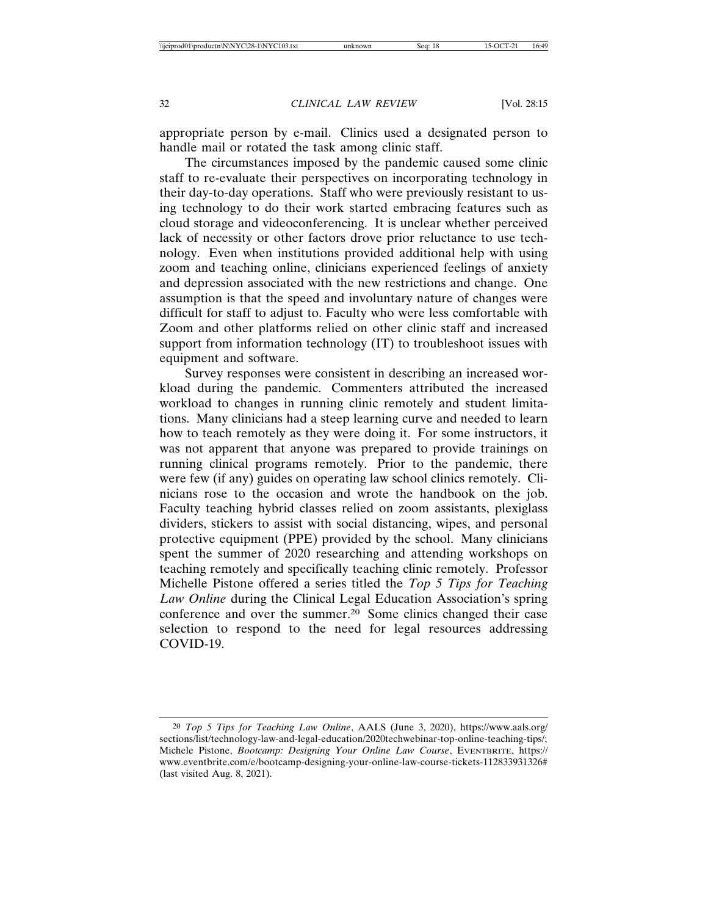appropriate person by e-mail. Clinics used a designated person to handle mail or rotated the task among clinic staff.

The circumstances imposed by the pandemic caused some clinic staff to re-evaluate their perspectives on incorporating technology in their day-to-day operations. Staff who were previously resistant to using technology to do their work started embracing features such as cloud storage and videoconferencing. It is unclear whether perceived lack of necessity or other factors drove prior reluctance to use technology. Even when institutions provided additional help with using zoom and teaching online, clinicians experienced feelings of anxiety and depression associated with the new restrictions and change. One assumption is that the speed and involuntary nature of changes were difficult for staff to adjust to. Faculty who were less comfortable with Zoom and other platforms relied on other clinic staff and increased support from information technology (IT) to troubleshoot issues with equipment and software.

Survey responses were consistent in describing an increased workload during the pandemic. Commenters attributed the increased workload to changes in running clinic remotely and student limitations. Many clinicians had a steep learning curve and needed to learn how to teach remotely as they were doing it. For some instructors, it was not apparent that anyone was prepared to provide trainings on running clinical programs remotely. Prior to the pandemic, there were few (if any) guides on operating law school clinics remotely. Clinicians rose to the occasion and wrote the handbook on the job. Faculty teaching hybrid classes relied on zoom assistants, plexiglass dividers, stickers to assist with social distancing, wipes, and personal protective equipment (PPE) provided by the school. Many clinicians spent the summer of 2020 researching and attending workshops on teaching remotely and specifically teaching clinic remotely. Professor Michelle Pistone offered a series titled the *Top 5 Tips for Teaching Law Online* during the Clinical Legal Education Association's spring conference and over the summer.[20] Some clinics changed their case selection to respond to the need for legal resources addressing COVID-19.

---

[20] *Top 5 Tips for Teaching Law Online*, AALS (June 3, 2020), https://www.aals.org/sections/list/technology-law-and-legal-education/2020techwebinar-top-online-teaching-tips/; Michele Pistone, *Bootcamp: Designing Your Online Law Course*, EVENTBRITE, https://www.eventbrite.com/e/bootcamp-designing-your-online-law-course-tickets-112833931326# (last visited Aug. 8, 2021).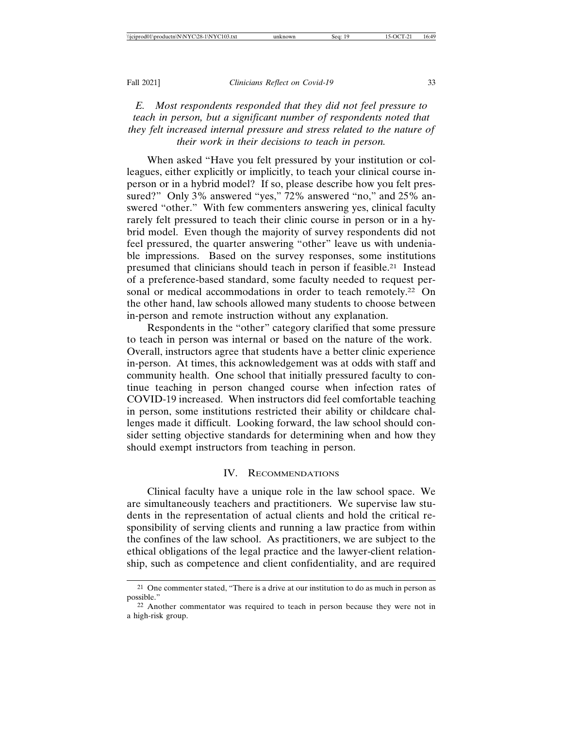### *E. Most respondents responded that they did not feel pressure to teach in person, but a significant number of respondents noted that they felt increased internal pressure and stress related to the nature of their work in their decisions to teach in person.*

When asked "Have you felt pressured by your institution or colleagues, either explicitly or implicitly, to teach your clinical course in-person or in a hybrid model? If so, please describe how you felt pressured?" Only 3% answered "yes," 72% answered "no," and 25% answered "other." With few commenters answering yes, clinical faculty rarely felt pressured to teach their clinic course in person or in a hybrid model. Even though the majority of survey respondents did not feel pressured, the quarter answering "other" leave us with undeniable impressions. Based on the survey responses, some institutions presumed that clinicians should teach in person if feasible.[21] Instead of a preference-based standard, some faculty needed to request personal or medical accommodations in order to teach remotely.[22] On the other hand, law schools allowed many students to choose between in-person and remote instruction without any explanation.

Respondents in the "other" category clarified that some pressure to teach in person was internal or based on the nature of the work. Overall, instructors agree that students have a better clinic experience in-person. At times, this acknowledgement was at odds with staff and community health. One school that initially pressured faculty to continue teaching in person changed course when infection rates of COVID-19 increased. When instructors did feel comfortable teaching in person, some institutions restricted their ability or childcare challenges made it difficult. Looking forward, the law school should consider setting objective standards for determining when and how they should exempt instructors from teaching in person.

## IV. Recommendations

Clinical faculty have a unique role in the law school space. We are simultaneously teachers and practitioners. We supervise law students in the representation of actual clients and hold the critical responsibility of serving clients and running a law practice from within the confines of the law school. As practitioners, we are subject to the ethical obligations of the legal practice and the lawyer-client relationship, such as competence and client confidentiality, and are required

---

[21] One commenter stated, "There is a drive at our institution to do as much in person as possible."

[22] Another commentator was required to teach in person because they were not in a high-risk group.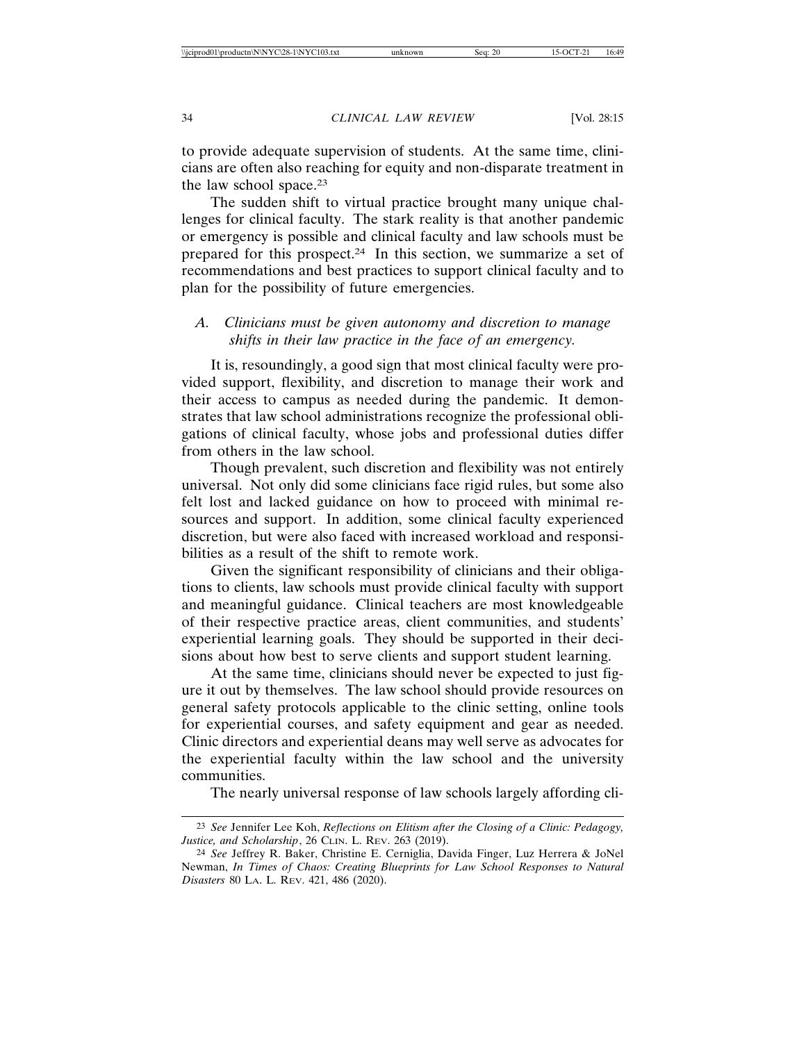to provide adequate supervision of students. At the same time, clinicians are often also reaching for equity and non-disparate treatment in the law school space.[23]

The sudden shift to virtual practice brought many unique challenges for clinical faculty. The stark reality is that another pandemic or emergency is possible and clinical faculty and law schools must be prepared for this prospect.[24] In this section, we summarize a set of recommendations and best practices to support clinical faculty and to plan for the possibility of future emergencies.

### A. *Clinicians must be given autonomy and discretion to manage shifts in their law practice in the face of an emergency.*

It is, resoundingly, a good sign that most clinical faculty were provided support, flexibility, and discretion to manage their work and their access to campus as needed during the pandemic. It demonstrates that law school administrations recognize the professional obligations of clinical faculty, whose jobs and professional duties differ from others in the law school.

Though prevalent, such discretion and flexibility was not entirely universal. Not only did some clinicians face rigid rules, but some also felt lost and lacked guidance on how to proceed with minimal resources and support. In addition, some clinical faculty experienced discretion, but were also faced with increased workload and responsibilities as a result of the shift to remote work.

Given the significant responsibility of clinicians and their obligations to clients, law schools must provide clinical faculty with support and meaningful guidance. Clinical teachers are most knowledgeable of their respective practice areas, client communities, and students' experiential learning goals. They should be supported in their decisions about how best to serve clients and support student learning.

At the same time, clinicians should never be expected to just figure it out by themselves. The law school should provide resources on general safety protocols applicable to the clinic setting, online tools for experiential courses, and safety equipment and gear as needed. Clinic directors and experiential deans may well serve as advocates for the experiential faculty within the law school and the university communities.

The nearly universal response of law schools largely affording cli-

---

[23] *See* Jennifer Lee Koh, *Reflections on Elitism after the Closing of a Clinic: Pedagogy, Justice, and Scholarship*, 26 CLIN. L. REV. 263 (2019).

[24] *See* Jeffrey R. Baker, Christine E. Cerniglia, Davida Finger, Luz Herrera & JoNel Newman, *In Times of Chaos: Creating Blueprints for Law School Responses to Natural Disasters* 80 LA. L. REV. 421, 486 (2020).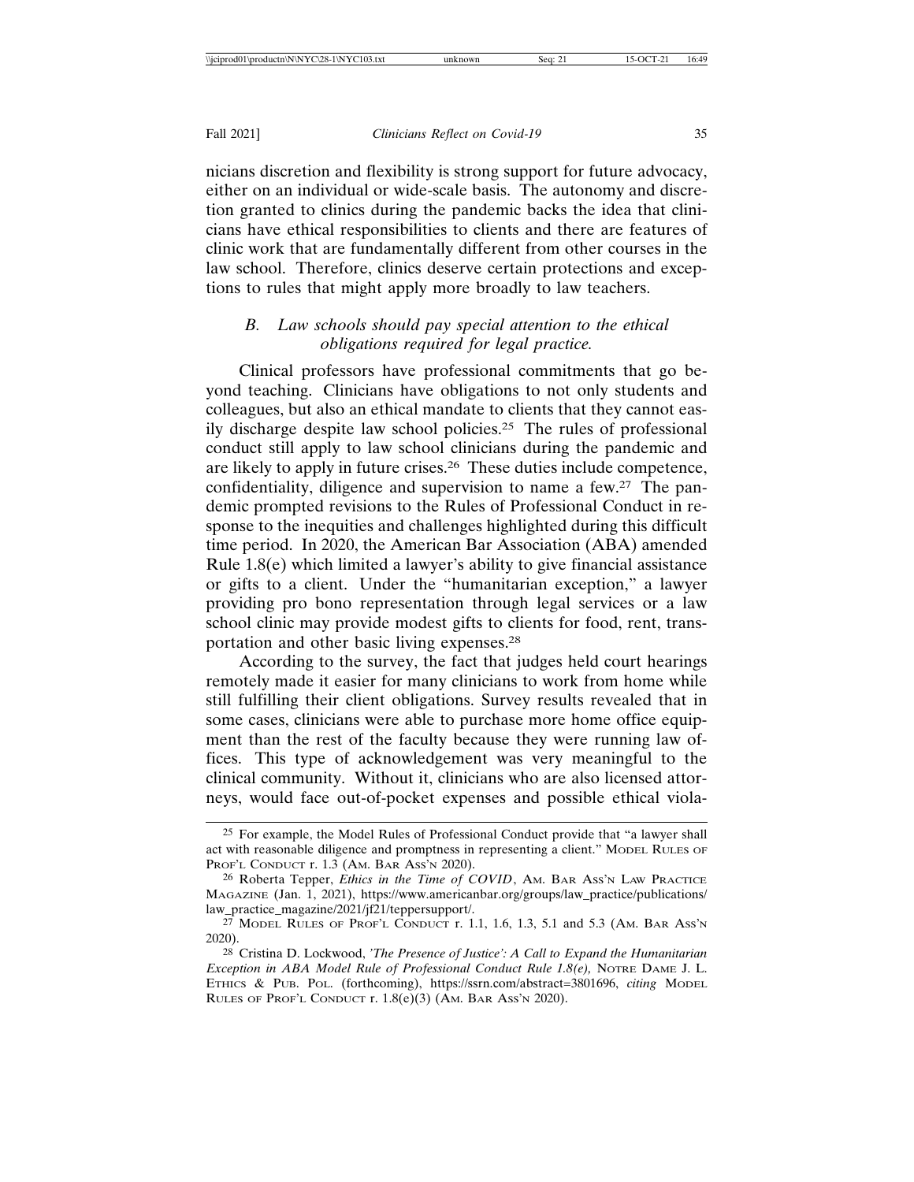nicians discretion and flexibility is strong support for future advocacy, either on an individual or wide-scale basis. The autonomy and discretion granted to clinics during the pandemic backs the idea that clinicians have ethical responsibilities to clients and there are features of clinic work that are fundamentally different from other courses in the law school. Therefore, clinics deserve certain protections and exceptions to rules that might apply more broadly to law teachers.

### *B. Law schools should pay special attention to the ethical obligations required for legal practice.*

Clinical professors have professional commitments that go beyond teaching. Clinicians have obligations to not only students and colleagues, but also an ethical mandate to clients that they cannot easily discharge despite law school policies.[25] The rules of professional conduct still apply to law school clinicians during the pandemic and are likely to apply in future crises.[26] These duties include competence, confidentiality, diligence and supervision to name a few.[27] The pandemic prompted revisions to the Rules of Professional Conduct in response to the inequities and challenges highlighted during this difficult time period. In 2020, the American Bar Association (ABA) amended Rule 1.8(e) which limited a lawyer's ability to give financial assistance or gifts to a client. Under the "humanitarian exception," a lawyer providing pro bono representation through legal services or a law school clinic may provide modest gifts to clients for food, rent, transportation and other basic living expenses.[28]

According to the survey, the fact that judges held court hearings remotely made it easier for many clinicians to work from home while still fulfilling their client obligations. Survey results revealed that in some cases, clinicians were able to purchase more home office equipment than the rest of the faculty because they were running law offices. This type of acknowledgement was very meaningful to the clinical community. Without it, clinicians who are also licensed attorneys, would face out-of-pocket expenses and possible ethical viola-

---

[25] For example, the Model Rules of Professional Conduct provide that "a lawyer shall act with reasonable diligence and promptness in representing a client." Model Rules of Prof'l Conduct r. 1.3 (Am. Bar Ass'n 2020).

[26] Roberta Tepper, *Ethics in the Time of COVID*, Am. Bar Ass'n Law Practice Magazine (Jan. 1, 2021), https://www.americanbar.org/groups/law_practice/publications/law_practice_magazine/2021/jf21/teppersupport/.

[27] Model Rules of Prof'l Conduct r. 1.1, 1.6, 1.3, 5.1 and 5.3 (Am. Bar Ass'n 2020).

[28] Cristina D. Lockwood, *'The Presence of Justice': A Call to Expand the Humanitarian Exception in ABA Model Rule of Professional Conduct Rule 1.8(e),* Notre Dame J. L. Ethics & Pub. Pol. (forthcoming), https://ssrn.com/abstract=3801696, *citing* Model Rules of Prof'l Conduct r. 1.8(e)(3) (Am. Bar Ass'n 2020).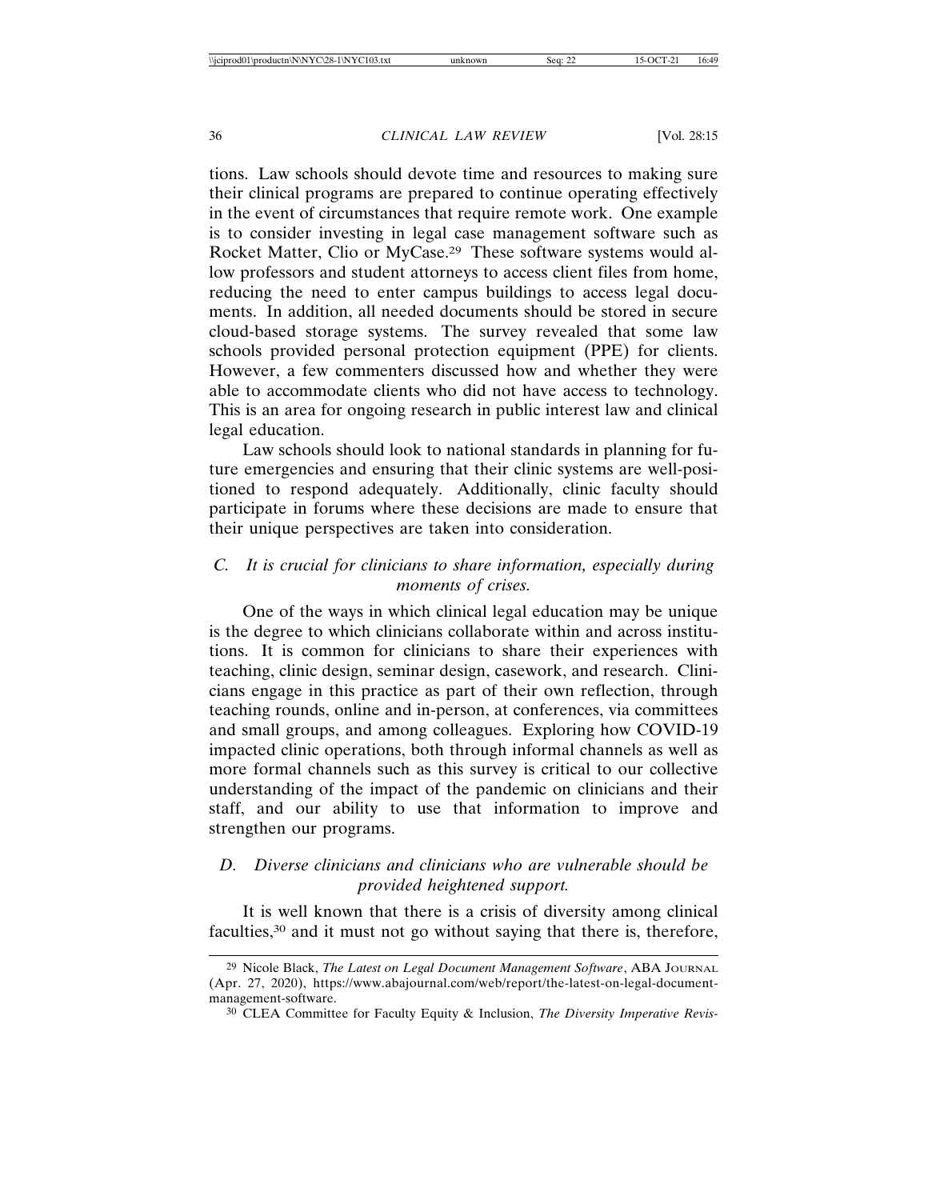tions. Law schools should devote time and resources to making sure their clinical programs are prepared to continue operating effectively in the event of circumstances that require remote work. One example is to consider investing in legal case management software such as Rocket Matter, Clio or MyCase.[29] These software systems would allow professors and student attorneys to access client files from home, reducing the need to enter campus buildings to access legal documents. In addition, all needed documents should be stored in secure cloud-based storage systems. The survey revealed that some law schools provided personal protection equipment (PPE) for clients. However, a few commenters discussed how and whether they were able to accommodate clients who did not have access to technology. This is an area for ongoing research in public interest law and clinical legal education.

Law schools should look to national standards in planning for future emergencies and ensuring that their clinic systems are well-positioned to respond adequately. Additionally, clinic faculty should participate in forums where these decisions are made to ensure that their unique perspectives are taken into consideration.

### *C. It is crucial for clinicians to share information, especially during moments of crises.*

One of the ways in which clinical legal education may be unique is the degree to which clinicians collaborate within and across institutions. It is common for clinicians to share their experiences with teaching, clinic design, seminar design, casework, and research. Clinicians engage in this practice as part of their own reflection, through teaching rounds, online and in-person, at conferences, via committees and small groups, and among colleagues. Exploring how COVID-19 impacted clinic operations, both through informal channels as well as more formal channels such as this survey is critical to our collective understanding of the impact of the pandemic on clinicians and their staff, and our ability to use that information to improve and strengthen our programs.

### *D. Diverse clinicians and clinicians who are vulnerable should be provided heightened support.*

It is well known that there is a crisis of diversity among clinical faculties,[30] and it must not go without saying that there is, therefore,

---

[29] Nicole Black, *The Latest on Legal Document Management Software*, ABA Journal (Apr. 27, 2020), https://www.abajournal.com/web/report/the-latest-on-legal-document-management-software.

[30] CLEA Committee for Faculty Equity & Inclusion, *The Diversity Imperative Revis-*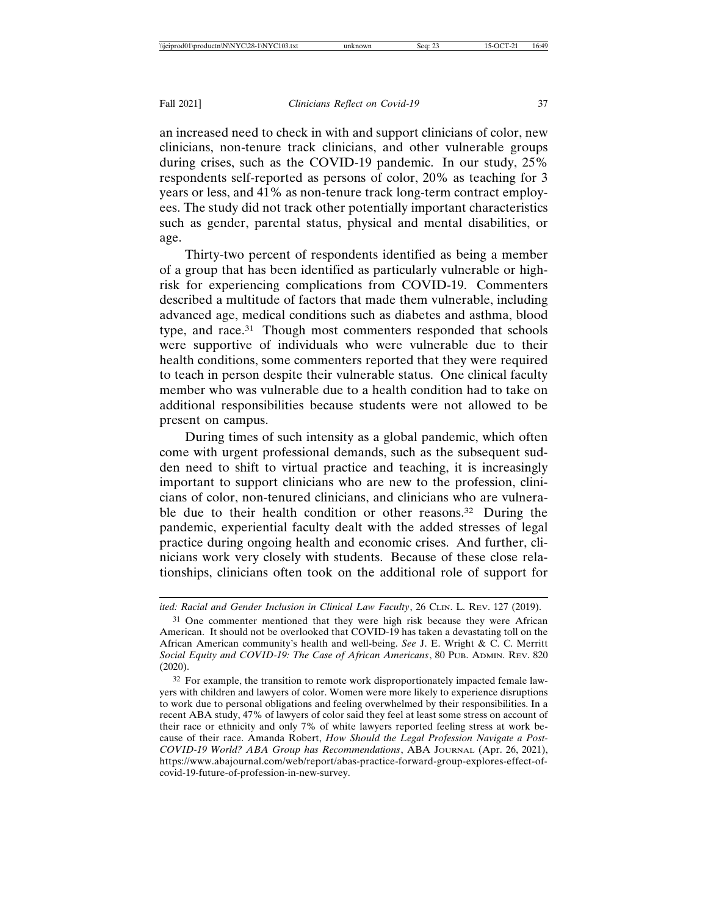an increased need to check in with and support clinicians of color, new clinicians, non-tenure track clinicians, and other vulnerable groups during crises, such as the COVID-19 pandemic. In our study, 25% respondents self-reported as persons of color, 20% as teaching for 3 years or less, and 41% as non-tenure track long-term contract employees. The study did not track other potentially important characteristics such as gender, parental status, physical and mental disabilities, or age.

Thirty-two percent of respondents identified as being a member of a group that has been identified as particularly vulnerable or high-risk for experiencing complications from COVID-19. Commenters described a multitude of factors that made them vulnerable, including advanced age, medical conditions such as diabetes and asthma, blood type, and race.[31] Though most commenters responded that schools were supportive of individuals who were vulnerable due to their health conditions, some commenters reported that they were required to teach in person despite their vulnerable status. One clinical faculty member who was vulnerable due to a health condition had to take on additional responsibilities because students were not allowed to be present on campus.

During times of such intensity as a global pandemic, which often come with urgent professional demands, such as the subsequent sudden need to shift to virtual practice and teaching, it is increasingly important to support clinicians who are new to the profession, clinicians of color, non-tenured clinicians, and clinicians who are vulnerable due to their health condition or other reasons.[32] During the pandemic, experiential faculty dealt with the added stresses of legal practice during ongoing health and economic crises. And further, clinicians work very closely with students. Because of these close relationships, clinicians often took on the additional role of support for

---

*ited: Racial and Gender Inclusion in Clinical Law Faculty*, 26 Clin. L. Rev. 127 (2019).

[31] One commenter mentioned that they were high risk because they were African American. It should not be overlooked that COVID-19 has taken a devastating toll on the African American community's health and well-being. *See* J. E. Wright & C. C. Merritt *Social Equity and COVID-19: The Case of African Americans*, 80 Pub. Admin. Rev. 820 (2020).

[32] For example, the transition to remote work disproportionately impacted female lawyers with children and lawyers of color. Women were more likely to experience disruptions to work due to personal obligations and feeling overwhelmed by their responsibilities. In a recent ABA study, 47% of lawyers of color said they feel at least some stress on account of their race or ethnicity and only 7% of white lawyers reported feeling stress at work because of their race. Amanda Robert, *How Should the Legal Profession Navigate a Post-COVID-19 World? ABA Group has Recommendations*, ABA Journal (Apr. 26, 2021), https://www.abajournal.com/web/report/abas-practice-forward-group-explores-effect-of-covid-19-future-of-profession-in-new-survey.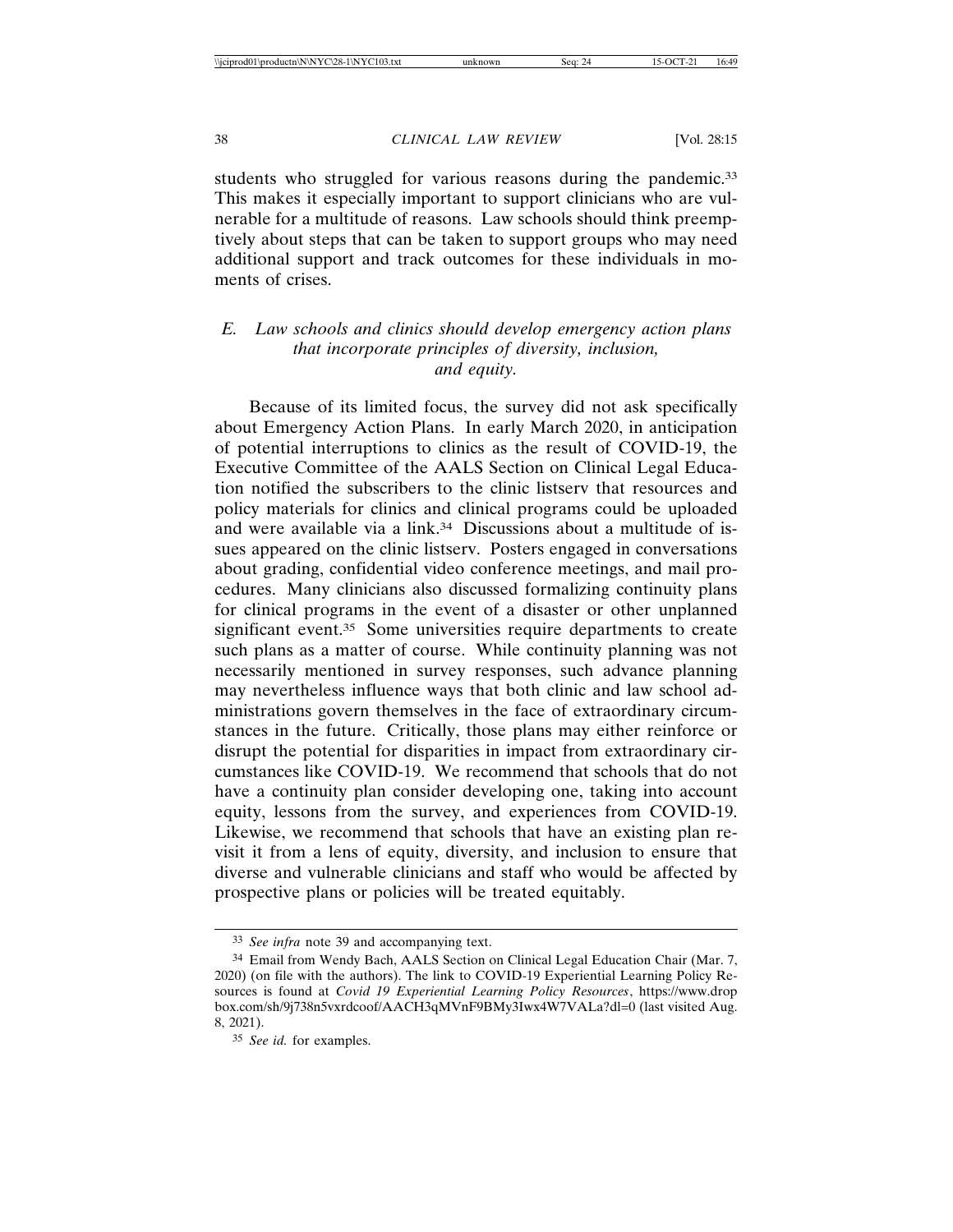students who struggled for various reasons during the pandemic.[33] This makes it especially important to support clinicians who are vulnerable for a multitude of reasons. Law schools should think preemptively about steps that can be taken to support groups who may need additional support and track outcomes for these individuals in moments of crises.

### *E. Law schools and clinics should develop emergency action plans that incorporate principles of diversity, inclusion, and equity.*

Because of its limited focus, the survey did not ask specifically about Emergency Action Plans. In early March 2020, in anticipation of potential interruptions to clinics as the result of COVID-19, the Executive Committee of the AALS Section on Clinical Legal Education notified the subscribers to the clinic listserv that resources and policy materials for clinics and clinical programs could be uploaded and were available via a link.[34] Discussions about a multitude of issues appeared on the clinic listserv. Posters engaged in conversations about grading, confidential video conference meetings, and mail procedures. Many clinicians also discussed formalizing continuity plans for clinical programs in the event of a disaster or other unplanned significant event.[35] Some universities require departments to create such plans as a matter of course. While continuity planning was not necessarily mentioned in survey responses, such advance planning may nevertheless influence ways that both clinic and law school administrations govern themselves in the face of extraordinary circumstances in the future. Critically, those plans may either reinforce or disrupt the potential for disparities in impact from extraordinary circumstances like COVID-19. We recommend that schools that do not have a continuity plan consider developing one, taking into account equity, lessons from the survey, and experiences from COVID-19. Likewise, we recommend that schools that have an existing plan revisit it from a lens of equity, diversity, and inclusion to ensure that diverse and vulnerable clinicians and staff who would be affected by prospective plans or policies will be treated equitably.

---

[33] *See infra* note 39 and accompanying text.

[34] Email from Wendy Bach, AALS Section on Clinical Legal Education Chair (Mar. 7, 2020) (on file with the authors). The link to COVID-19 Experiential Learning Policy Resources is found at *Covid 19 Experiential Learning Policy Resources*, https://www.dropbox.com/sh/9j738n5vxrdcoof/AACH3qMVnF9BMy3Iwx4W7VALa?dl=0 (last visited Aug. 8, 2021).

[35] *See id.* for examples.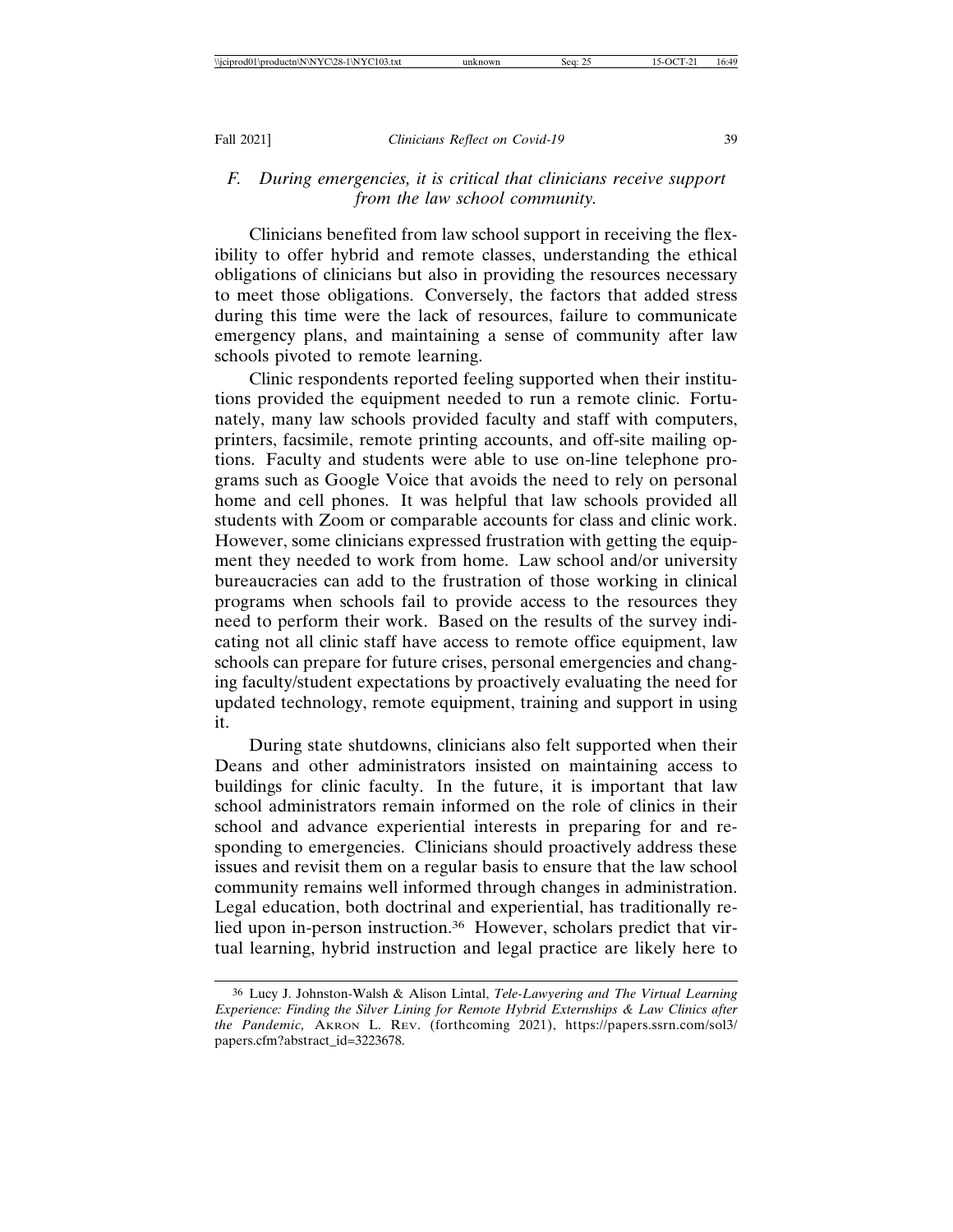### *F. During emergencies, it is critical that clinicians receive support from the law school community.*

Clinicians benefited from law school support in receiving the flexibility to offer hybrid and remote classes, understanding the ethical obligations of clinicians but also in providing the resources necessary to meet those obligations. Conversely, the factors that added stress during this time were the lack of resources, failure to communicate emergency plans, and maintaining a sense of community after law schools pivoted to remote learning.

Clinic respondents reported feeling supported when their institutions provided the equipment needed to run a remote clinic. Fortunately, many law schools provided faculty and staff with computers, printers, facsimile, remote printing accounts, and off-site mailing options. Faculty and students were able to use on-line telephone programs such as Google Voice that avoids the need to rely on personal home and cell phones. It was helpful that law schools provided all students with Zoom or comparable accounts for class and clinic work. However, some clinicians expressed frustration with getting the equipment they needed to work from home. Law school and/or university bureaucracies can add to the frustration of those working in clinical programs when schools fail to provide access to the resources they need to perform their work. Based on the results of the survey indicating not all clinic staff have access to remote office equipment, law schools can prepare for future crises, personal emergencies and changing faculty/student expectations by proactively evaluating the need for updated technology, remote equipment, training and support in using it.

During state shutdowns, clinicians also felt supported when their Deans and other administrators insisted on maintaining access to buildings for clinic faculty. In the future, it is important that law school administrators remain informed on the role of clinics in their school and advance experiential interests in preparing for and responding to emergencies. Clinicians should proactively address these issues and revisit them on a regular basis to ensure that the law school community remains well informed through changes in administration. Legal education, both doctrinal and experiential, has traditionally relied upon in-person instruction.[36] However, scholars predict that virtual learning, hybrid instruction and legal practice are likely here to

---

[36] Lucy J. Johnston-Walsh & Alison Lintal, *Tele-Lawyering and The Virtual Learning Experience: Finding the Silver Lining for Remote Hybrid Externships & Law Clinics after the Pandemic,* AKRON L. REV. (forthcoming 2021), https://papers.ssrn.com/sol3/papers.cfm?abstract_id=3223678.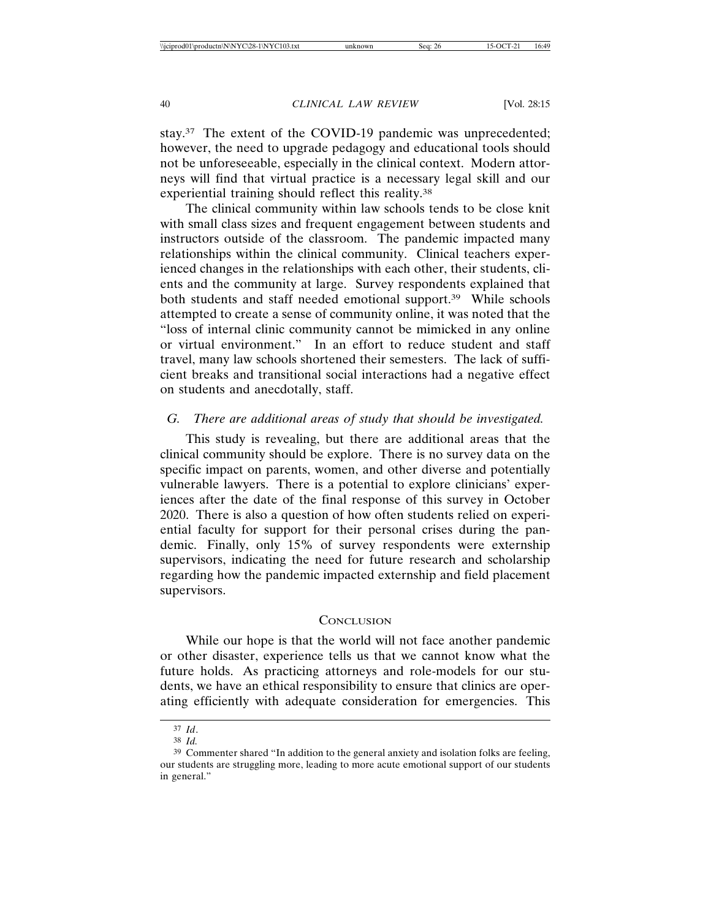stay.[37] The extent of the COVID-19 pandemic was unprecedented; however, the need to upgrade pedagogy and educational tools should not be unforeseeable, especially in the clinical context. Modern attorneys will find that virtual practice is a necessary legal skill and our experiential training should reflect this reality.[38]

The clinical community within law schools tends to be close knit with small class sizes and frequent engagement between students and instructors outside of the classroom. The pandemic impacted many relationships within the clinical community. Clinical teachers experienced changes in the relationships with each other, their students, clients and the community at large. Survey respondents explained that both students and staff needed emotional support.[39] While schools attempted to create a sense of community online, it was noted that the "loss of internal clinic community cannot be mimicked in any online or virtual environment." In an effort to reduce student and staff travel, many law schools shortened their semesters. The lack of sufficient breaks and transitional social interactions had a negative effect on students and anecdotally, staff.

### *G. There are additional areas of study that should be investigated.*

This study is revealing, but there are additional areas that the clinical community should be explore. There is no survey data on the specific impact on parents, women, and other diverse and potentially vulnerable lawyers. There is a potential to explore clinicians' experiences after the date of the final response of this survey in October 2020. There is also a question of how often students relied on experiential faculty for support for their personal crises during the pandemic. Finally, only 15% of survey respondents were externship supervisors, indicating the need for future research and scholarship regarding how the pandemic impacted externship and field placement supervisors.

## Conclusion

While our hope is that the world will not face another pandemic or other disaster, experience tells us that we cannot know what the future holds. As practicing attorneys and role-models for our students, we have an ethical responsibility to ensure that clinics are operating efficiently with adequate consideration for emergencies. This

---

[37] *Id*.

[38] *Id.*

[39] Commenter shared "In addition to the general anxiety and isolation folks are feeling, our students are struggling more, leading to more acute emotional support of our students in general."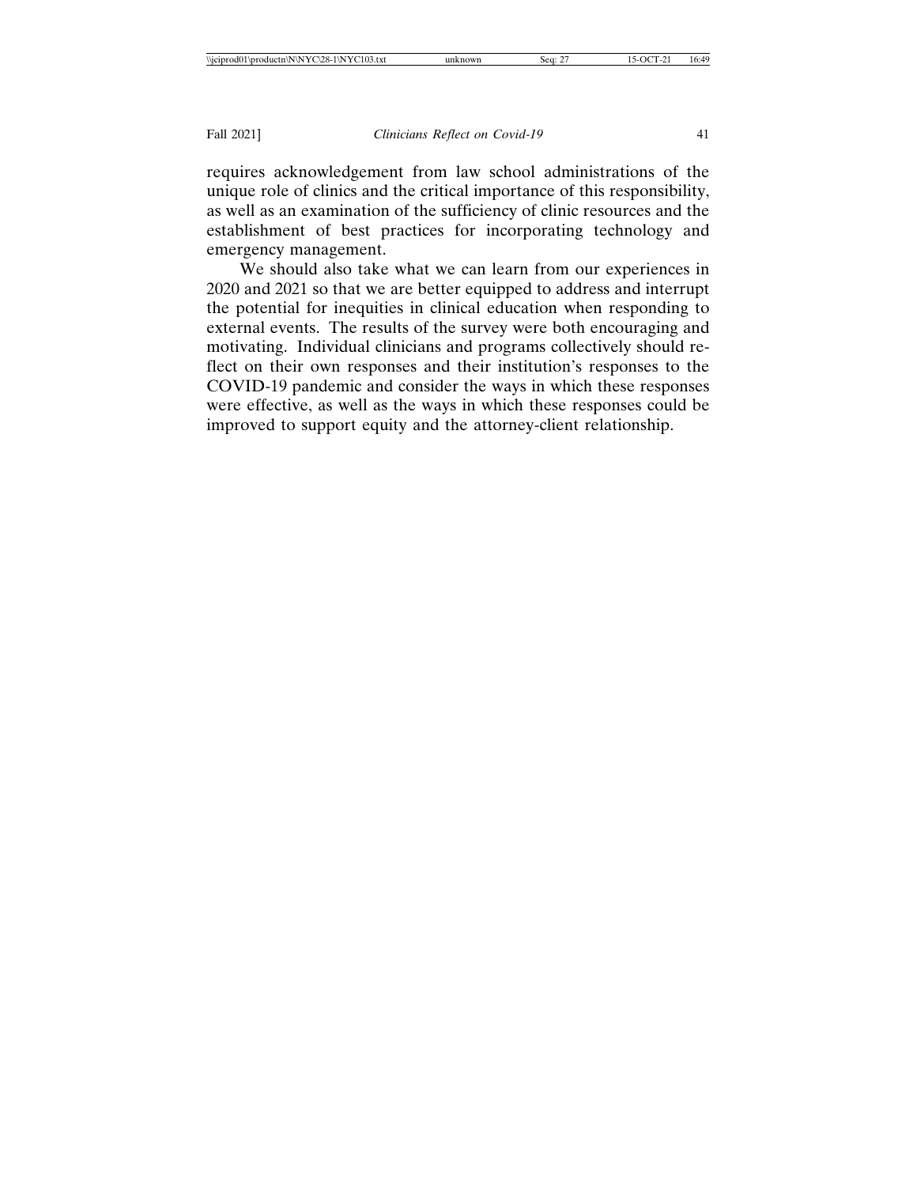requires acknowledgement from law school administrations of the unique role of clinics and the critical importance of this responsibility, as well as an examination of the sufficiency of clinic resources and the establishment of best practices for incorporating technology and emergency management.

We should also take what we can learn from our experiences in 2020 and 2021 so that we are better equipped to address and interrupt the potential for inequities in clinical education when responding to external events. The results of the survey were both encouraging and motivating. Individual clinicians and programs collectively should reflect on their own responses and their institution's responses to the COVID-19 pandemic and consider the ways in which these responses were effective, as well as the ways in which these responses could be improved to support equity and the attorney-client relationship.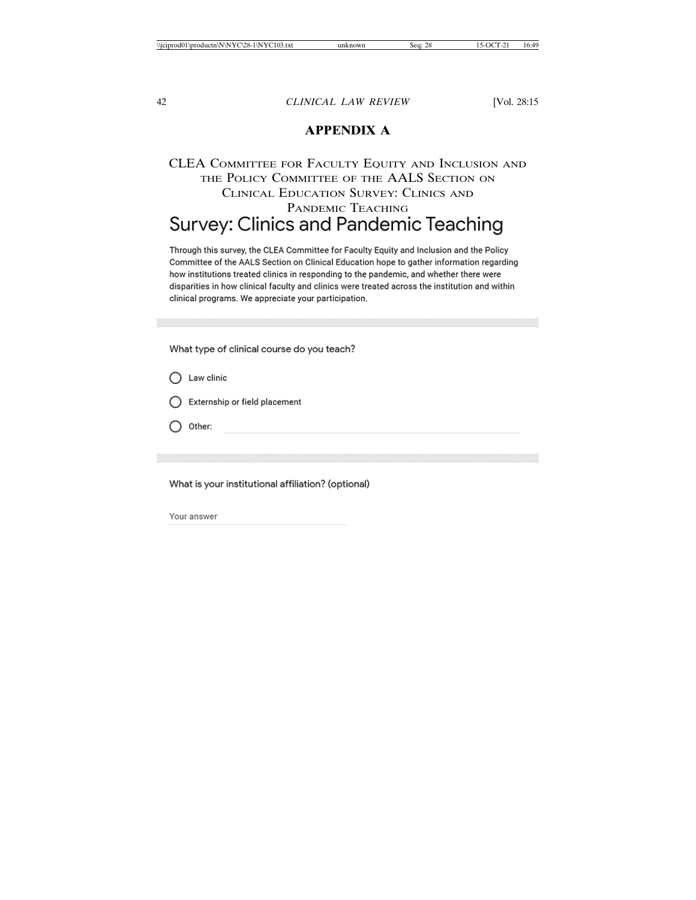## APPENDIX A

### CLEA Committee for Faculty Equity and Inclusion and the Policy Committee of the AALS Section on Clinical Education Survey: Clinics and Pandemic Teaching

# Survey: Clinics and Pandemic Teaching

Through this survey, the CLEA Committee for Faculty Equity and Inclusion and the Policy Committee of the AALS Section on Clinical Education hope to gather information regarding how institutions treated clinics in responding to the pandemic, and whether there were disparities in how clinical faculty and clinics were treated across the institution and within clinical programs. We appreciate your participation.

---

What type of clinical course do you teach?

- ◯ Law clinic
- ◯ Externship or field placement
- ◯ Other: ____________________

---

What is your institutional affiliation? (optional)

Your answer ____________________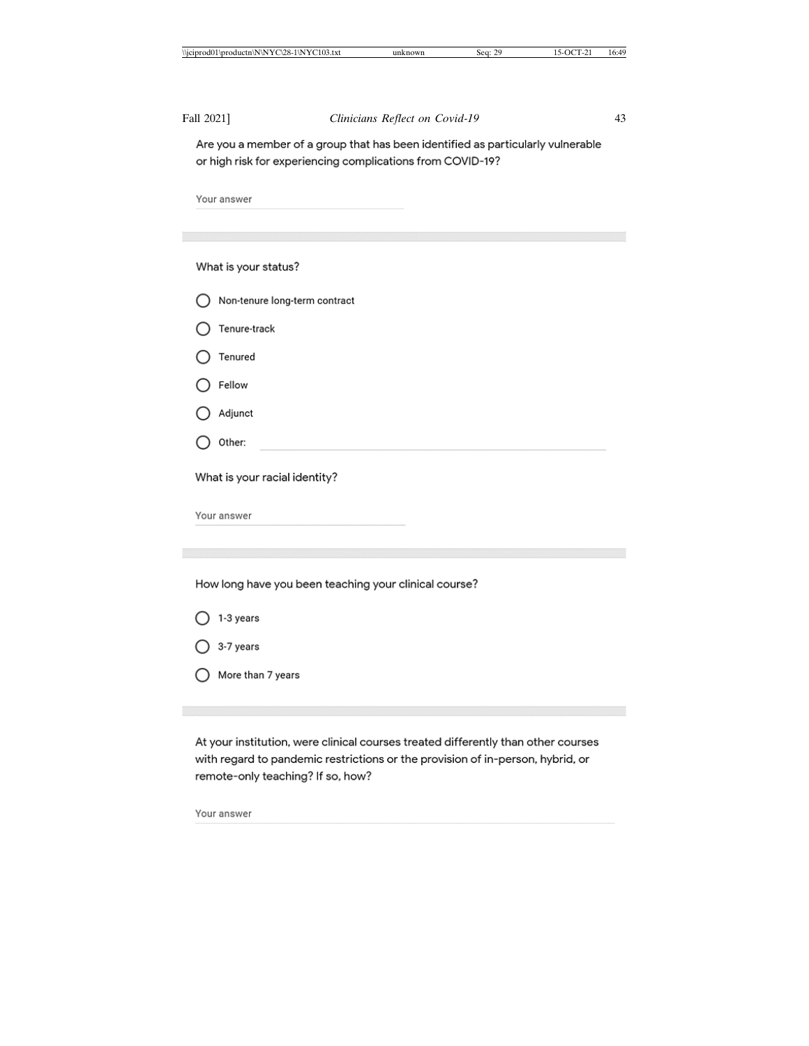Are you a member of a group that has been identified as particularly vulnerable or high risk for experiencing complications from COVID-19?

Your answer

---

What is your status?

- ○ Non-tenure long-term contract
- ○ Tenure-track
- ○ Tenured
- ○ Fellow
- ○ Adjunct
- ○ Other: ____________

What is your racial identity?

Your answer

---

How long have you been teaching your clinical course?

- ○ 1-3 years
- ○ 3-7 years
- ○ More than 7 years

---

At your institution, were clinical courses treated differently than other courses with regard to pandemic restrictions or the provision of in-person, hybrid, or remote-only teaching? If so, how?

Your answer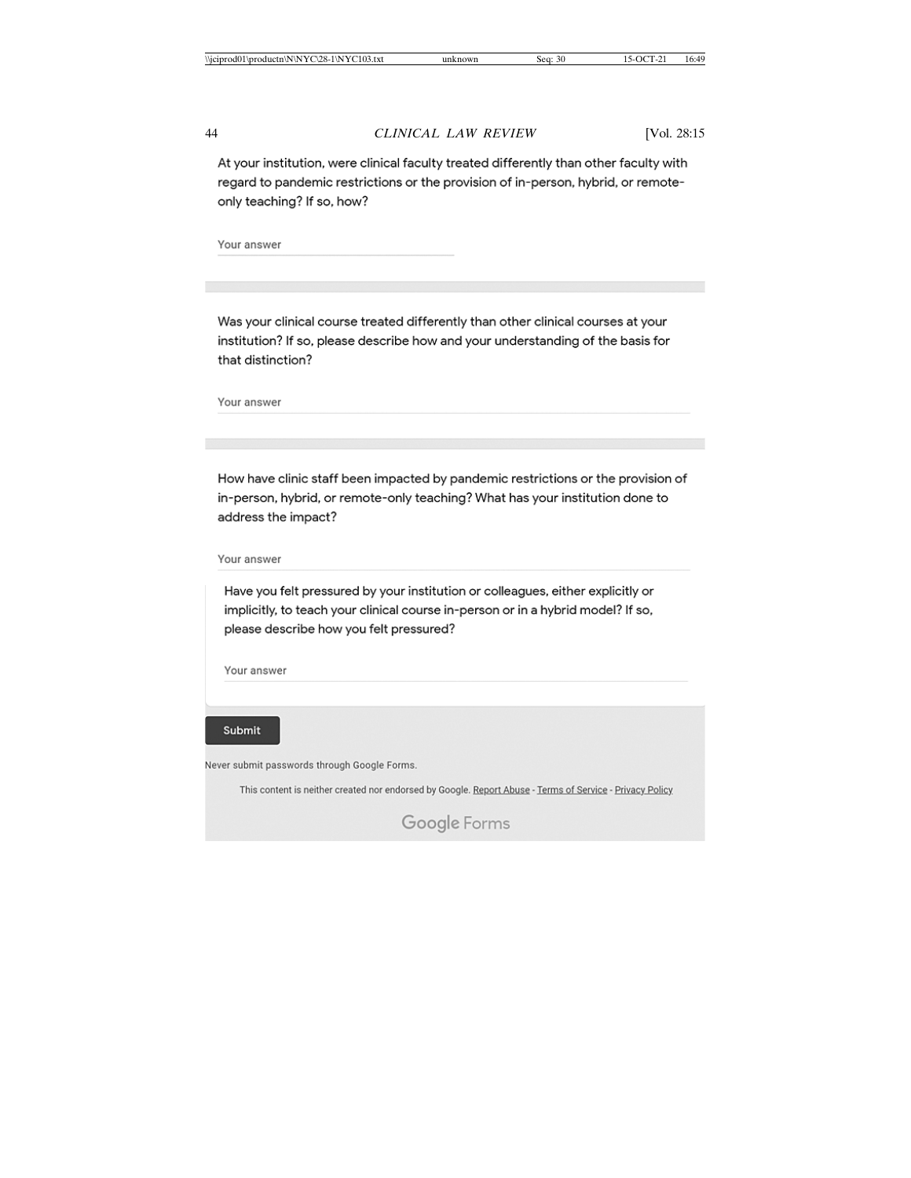At your institution, were clinical faculty treated differently than other faculty with regard to pandemic restrictions or the provision of in-person, hybrid, or remote-only teaching? If so, how?

Your answer

Was your clinical course treated differently than other clinical courses at your institution? If so, please describe how and your understanding of the basis for that distinction?

Your answer

How have clinic staff been impacted by pandemic restrictions or the provision of in-person, hybrid, or remote-only teaching? What has your institution done to address the impact?

Your answer

Have you felt pressured by your institution or colleagues, either explicitly or implicitly, to teach your clinical course in-person or in a hybrid model? If so, please describe how you felt pressured?

Your answer

Submit

Never submit passwords through Google Forms.

This content is neither created nor endorsed by Google. Report Abuse - Terms of Service - Privacy Policy

Google Forms